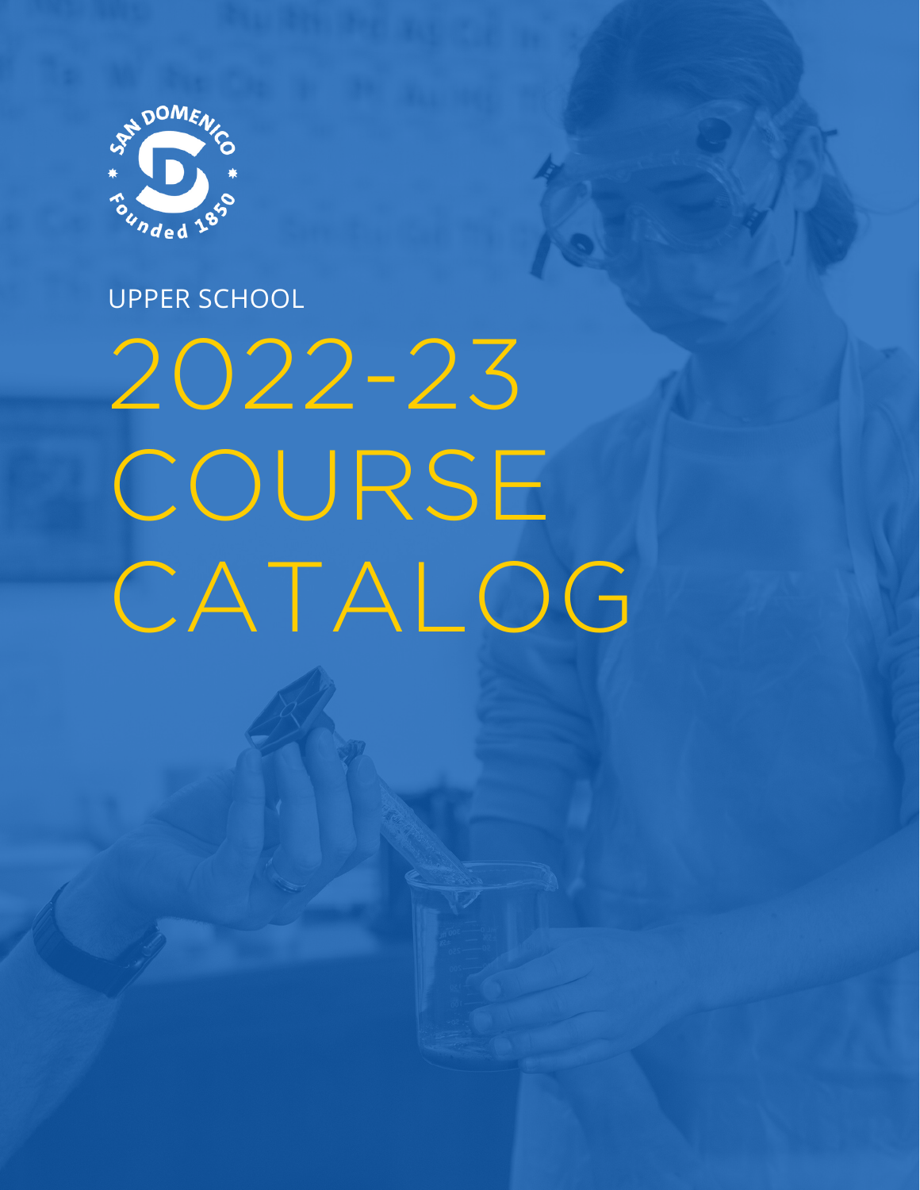SAN DOMENICO

Founded 1850

UPPER SCHOOL

# 2022-23 COURSE CATALOG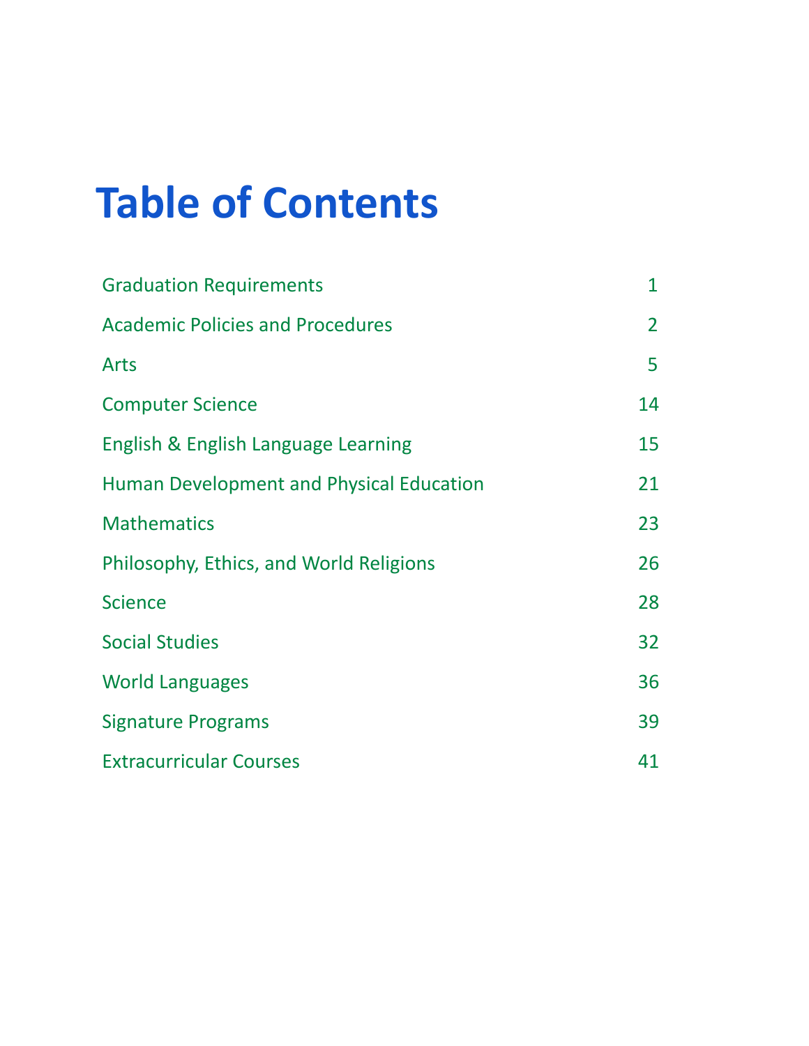# Table of Contents

| | |
|---|---|
| Graduation Requirements | 1 |
| Academic Policies and Procedures | 2 |
| Arts | 5 |
| Computer Science | 14 |
| English & English Language Learning | 15 |
| Human Development and Physical Education | 21 |
| Mathematics | 23 |
| Philosophy, Ethics, and World Religions | 26 |
| Science | 28 |
| Social Studies | 32 |
| World Languages | 36 |
| Signature Programs | 39 |
| Extracurricular Courses | 41 |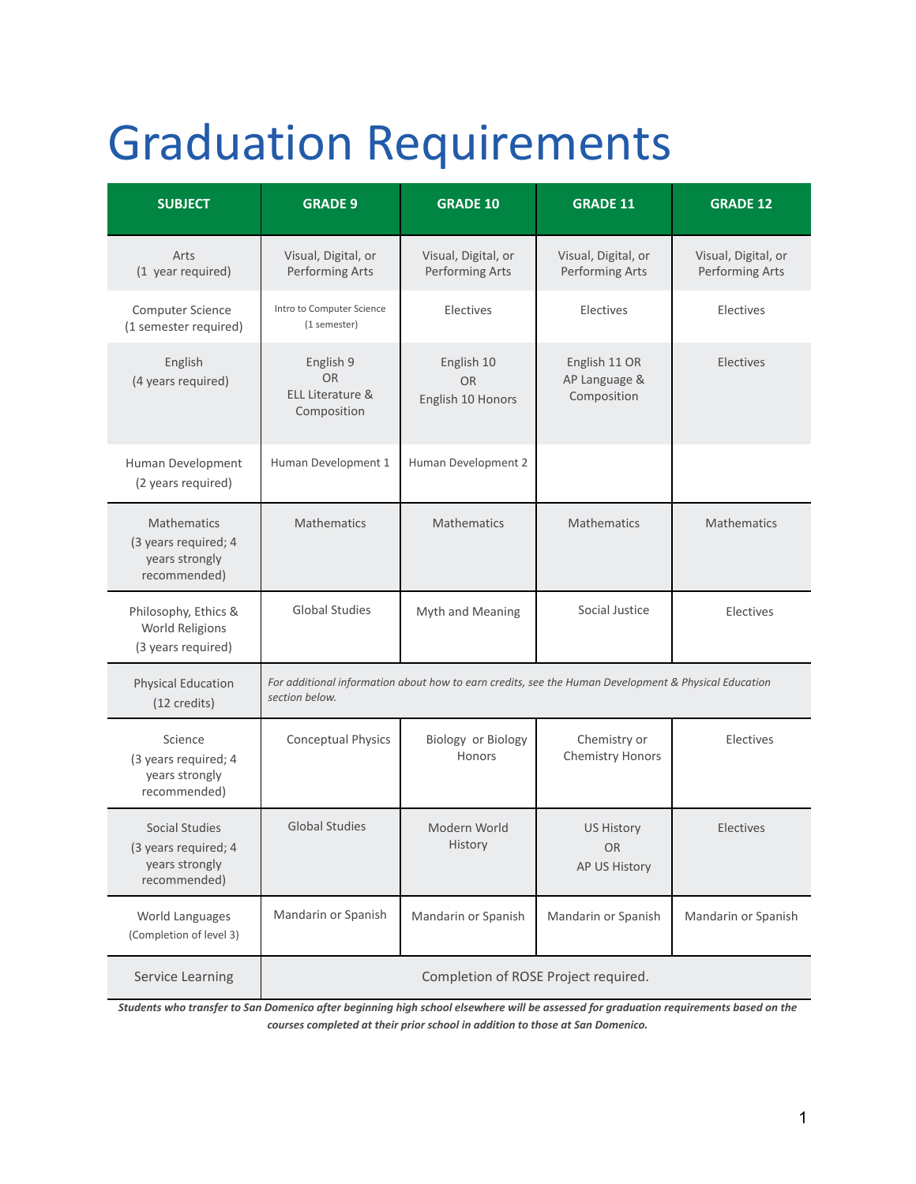# Graduation Requirements

| SUBJECT | GRADE 9 | GRADE 10 | GRADE 11 | GRADE 12 |
|---|---|---|---|---|
| Arts (1 year required) | Visual, Digital, or Performing Arts | Visual, Digital, or Performing Arts | Visual, Digital, or Performing Arts | Visual, Digital, or Performing Arts |
| Computer Science (1 semester required) | Intro to Computer Science (1 semester) | Electives | Electives | Electives |
| English (4 years required) | English 9 OR ELL Literature & Composition | English 10 OR English 10 Honors | English 11 OR AP Language & Composition | Electives |
| Human Development (2 years required) | Human Development 1 | Human Development 2 | | |
| Mathematics (3 years required; 4 years strongly recommended) | Mathematics | Mathematics | Mathematics | Mathematics |
| Philosophy, Ethics & World Religions (3 years required) | Global Studies | Myth and Meaning | Social Justice | Electives |
| Physical Education (12 credits) | *For additional information about how to earn credits, see the Human Development & Physical Education section below.* | | | |
| Science (3 years required; 4 years strongly recommended) | Conceptual Physics | Biology or Biology Honors | Chemistry or Chemistry Honors | Electives |
| Social Studies (3 years required; 4 years strongly recommended) | Global Studies | Modern World History | US History OR AP US History | Electives |
| World Languages (Completion of level 3) | Mandarin or Spanish | Mandarin or Spanish | Mandarin or Spanish | Mandarin or Spanish |
| Service Learning | Completion of ROSE Project required. | | | |

***Students who transfer to San Domenico after beginning high school elsewhere will be assessed for graduation requirements based on the courses completed at their prior school in addition to those at San Domenico.***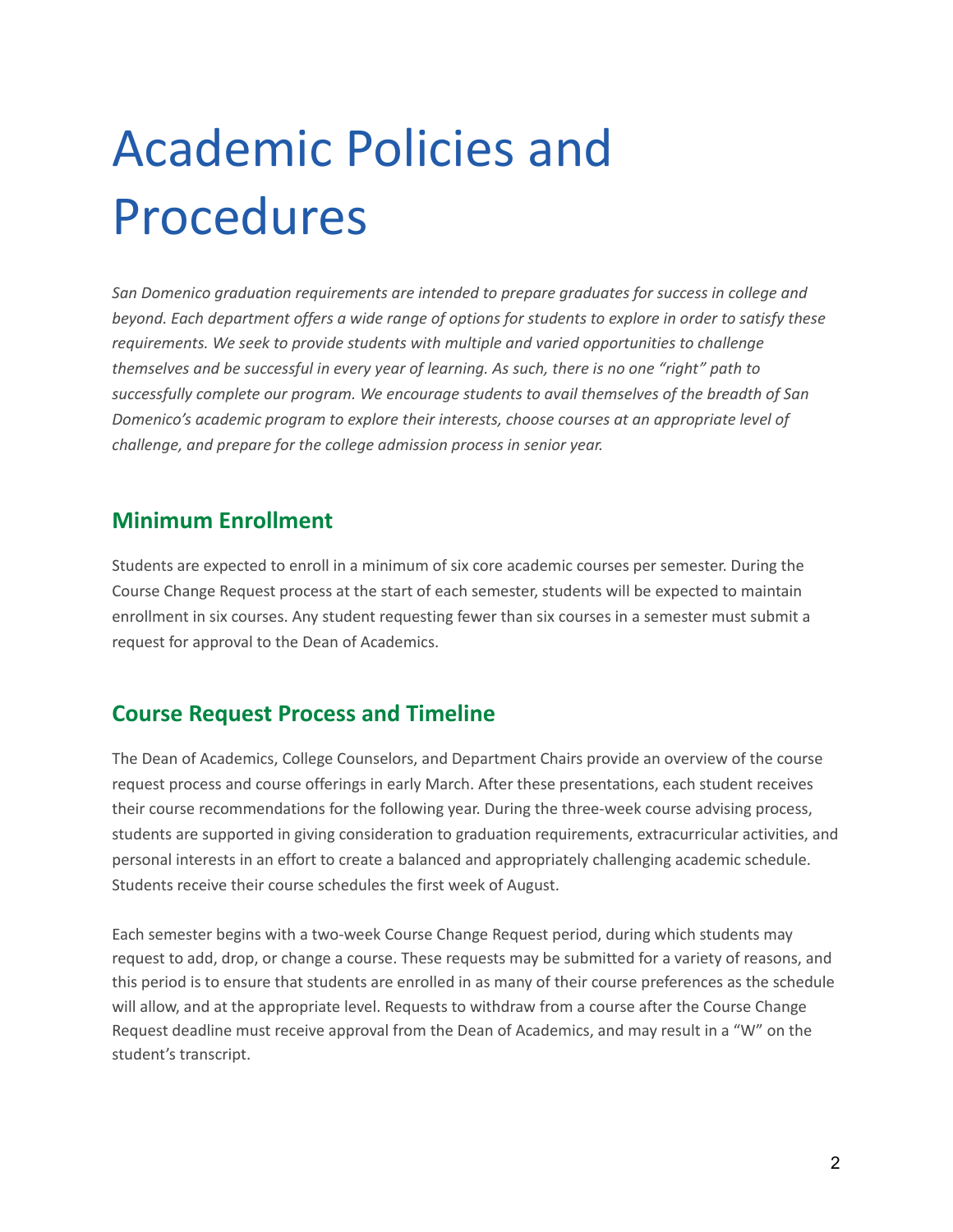# Academic Policies and Procedures

*San Domenico graduation requirements are intended to prepare graduates for success in college and beyond. Each department offers a wide range of options for students to explore in order to satisfy these requirements. We seek to provide students with multiple and varied opportunities to challenge themselves and be successful in every year of learning. As such, there is no one "right" path to successfully complete our program. We encourage students to avail themselves of the breadth of San Domenico's academic program to explore their interests, choose courses at an appropriate level of challenge, and prepare for the college admission process in senior year.*

## Minimum Enrollment

Students are expected to enroll in a minimum of six core academic courses per semester. During the Course Change Request process at the start of each semester, students will be expected to maintain enrollment in six courses. Any student requesting fewer than six courses in a semester must submit a request for approval to the Dean of Academics.

## Course Request Process and Timeline

The Dean of Academics, College Counselors, and Department Chairs provide an overview of the course request process and course offerings in early March. After these presentations, each student receives their course recommendations for the following year. During the three-week course advising process, students are supported in giving consideration to graduation requirements, extracurricular activities, and personal interests in an effort to create a balanced and appropriately challenging academic schedule. Students receive their course schedules the first week of August.

Each semester begins with a two-week Course Change Request period, during which students may request to add, drop, or change a course. These requests may be submitted for a variety of reasons, and this period is to ensure that students are enrolled in as many of their course preferences as the schedule will allow, and at the appropriate level. Requests to withdraw from a course after the Course Change Request deadline must receive approval from the Dean of Academics, and may result in a "W" on the student's transcript.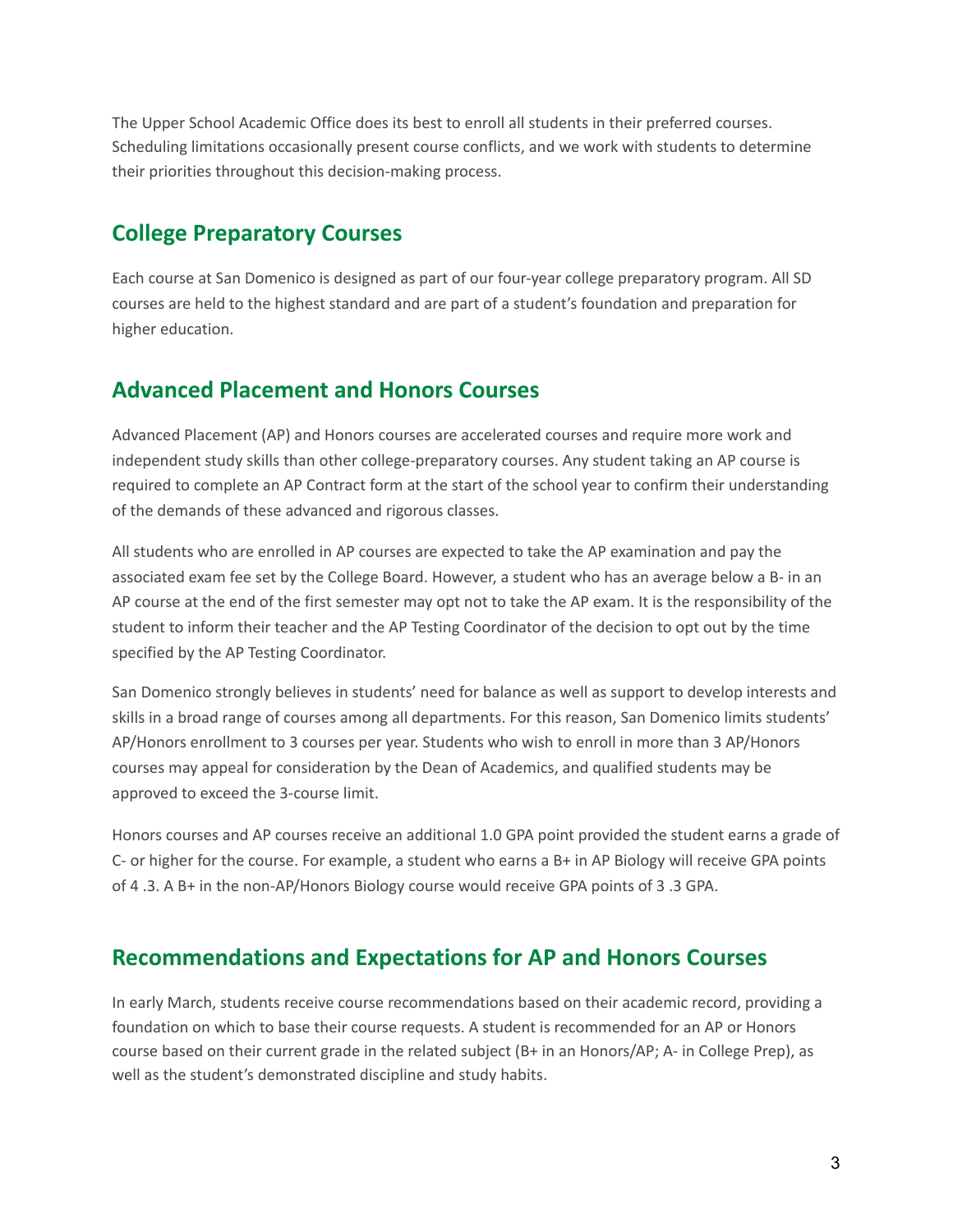The Upper School Academic Office does its best to enroll all students in their preferred courses. Scheduling limitations occasionally present course conflicts, and we work with students to determine their priorities throughout this decision-making process.

## College Preparatory Courses

Each course at San Domenico is designed as part of our four-year college preparatory program. All SD courses are held to the highest standard and are part of a student's foundation and preparation for higher education.

## Advanced Placement and Honors Courses

Advanced Placement (AP) and Honors courses are accelerated courses and require more work and independent study skills than other college-preparatory courses. Any student taking an AP course is required to complete an AP Contract form at the start of the school year to confirm their understanding of the demands of these advanced and rigorous classes.

All students who are enrolled in AP courses are expected to take the AP examination and pay the associated exam fee set by the College Board. However, a student who has an average below a B- in an AP course at the end of the first semester may opt not to take the AP exam. It is the responsibility of the student to inform their teacher and the AP Testing Coordinator of the decision to opt out by the time specified by the AP Testing Coordinator.

San Domenico strongly believes in students' need for balance as well as support to develop interests and skills in a broad range of courses among all departments. For this reason, San Domenico limits students' AP/Honors enrollment to 3 courses per year. Students who wish to enroll in more than 3 AP/Honors courses may appeal for consideration by the Dean of Academics, and qualified students may be approved to exceed the 3-course limit.

Honors courses and AP courses receive an additional 1.0 GPA point provided the student earns a grade of C- or higher for the course. For example, a student who earns a B+ in AP Biology will receive GPA points of 4 .3. A B+ in the non-AP/Honors Biology course would receive GPA points of 3 .3 GPA.

## Recommendations and Expectations for AP and Honors Courses

In early March, students receive course recommendations based on their academic record, providing a foundation on which to base their course requests. A student is recommended for an AP or Honors course based on their current grade in the related subject (B+ in an Honors/AP; A- in College Prep), as well as the student's demonstrated discipline and study habits.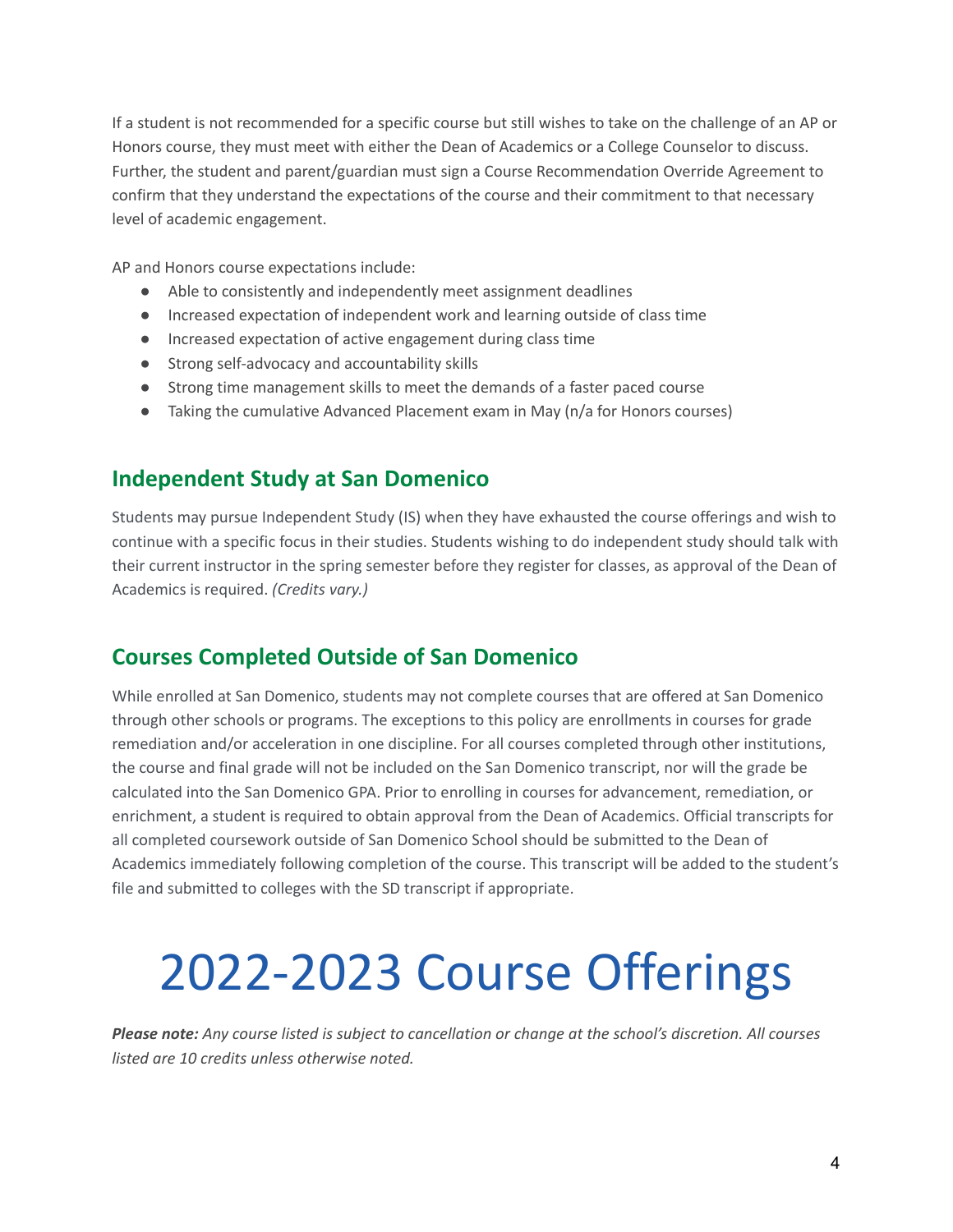If a student is not recommended for a specific course but still wishes to take on the challenge of an AP or Honors course, they must meet with either the Dean of Academics or a College Counselor to discuss. Further, the student and parent/guardian must sign a Course Recommendation Override Agreement to confirm that they understand the expectations of the course and their commitment to that necessary level of academic engagement.

AP and Honors course expectations include:

- Able to consistently and independently meet assignment deadlines
- Increased expectation of independent work and learning outside of class time
- Increased expectation of active engagement during class time
- Strong self-advocacy and accountability skills
- Strong time management skills to meet the demands of a faster paced course
- Taking the cumulative Advanced Placement exam in May (n/a for Honors courses)

## Independent Study at San Domenico

Students may pursue Independent Study (IS) when they have exhausted the course offerings and wish to continue with a specific focus in their studies. Students wishing to do independent study should talk with their current instructor in the spring semester before they register for classes, as approval of the Dean of Academics is required. *(Credits vary.)*

## Courses Completed Outside of San Domenico

While enrolled at San Domenico, students may not complete courses that are offered at San Domenico through other schools or programs. The exceptions to this policy are enrollments in courses for grade remediation and/or acceleration in one discipline. For all courses completed through other institutions, the course and final grade will not be included on the San Domenico transcript, nor will the grade be calculated into the San Domenico GPA. Prior to enrolling in courses for advancement, remediation, or enrichment, a student is required to obtain approval from the Dean of Academics. Official transcripts for all completed coursework outside of San Domenico School should be submitted to the Dean of Academics immediately following completion of the course. This transcript will be added to the student's file and submitted to colleges with the SD transcript if appropriate.

# 2022-2023 Course Offerings

***Please note:*** *Any course listed is subject to cancellation or change at the school's discretion. All courses listed are 10 credits unless otherwise noted.*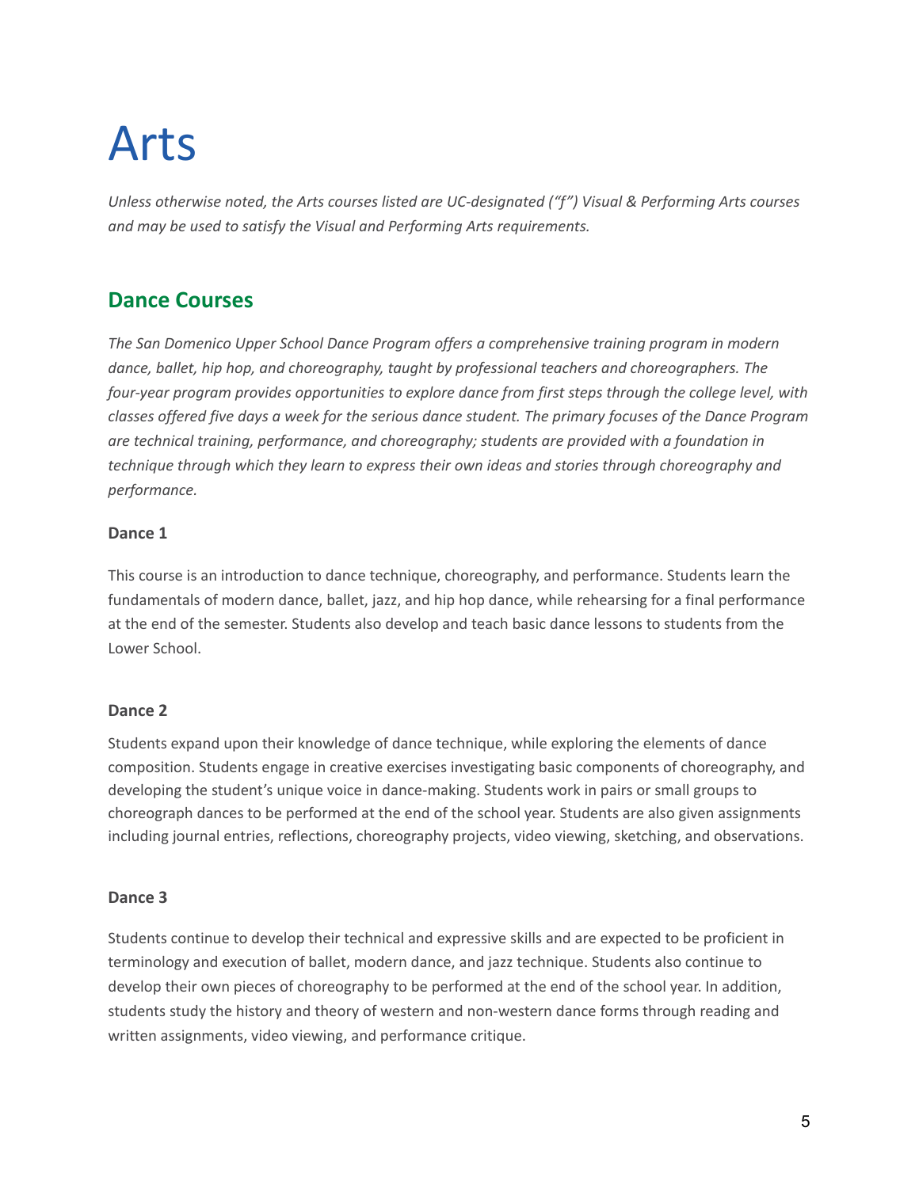# Arts

*Unless otherwise noted, the Arts courses listed are UC-designated ("f") Visual & Performing Arts courses and may be used to satisfy the Visual and Performing Arts requirements.*

## Dance Courses

*The San Domenico Upper School Dance Program offers a comprehensive training program in modern dance, ballet, hip hop, and choreography, taught by professional teachers and choreographers. The four-year program provides opportunities to explore dance from first steps through the college level, with classes offered five days a week for the serious dance student. The primary focuses of the Dance Program are technical training, performance, and choreography; students are provided with a foundation in technique through which they learn to express their own ideas and stories through choreography and performance.*

### Dance 1

This course is an introduction to dance technique, choreography, and performance. Students learn the fundamentals of modern dance, ballet, jazz, and hip hop dance, while rehearsing for a final performance at the end of the semester. Students also develop and teach basic dance lessons to students from the Lower School.

### Dance 2

Students expand upon their knowledge of dance technique, while exploring the elements of dance composition. Students engage in creative exercises investigating basic components of choreography, and developing the student's unique voice in dance-making. Students work in pairs or small groups to choreograph dances to be performed at the end of the school year. Students are also given assignments including journal entries, reflections, choreography projects, video viewing, sketching, and observations.

### Dance 3

Students continue to develop their technical and expressive skills and are expected to be proficient in terminology and execution of ballet, modern dance, and jazz technique. Students also continue to develop their own pieces of choreography to be performed at the end of the school year. In addition, students study the history and theory of western and non-western dance forms through reading and written assignments, video viewing, and performance critique.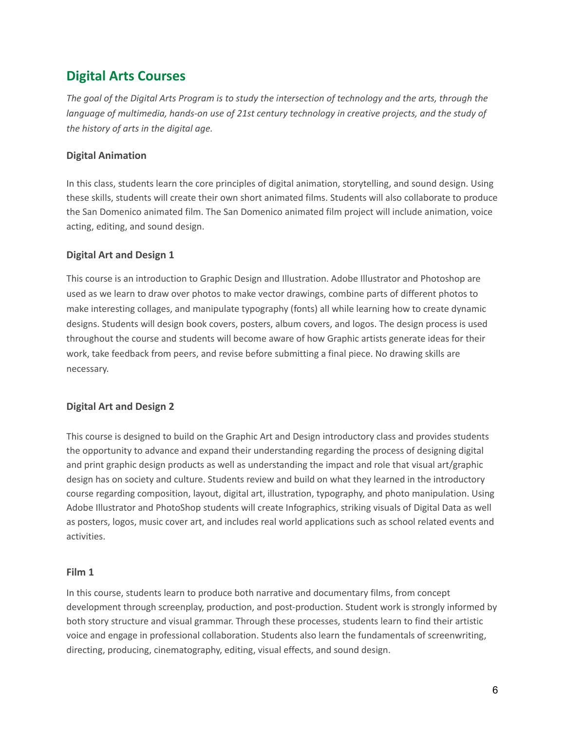## Digital Arts Courses

*The goal of the Digital Arts Program is to study the intersection of technology and the arts, through the language of multimedia, hands-on use of 21st century technology in creative projects, and the study of the history of arts in the digital age.*

### Digital Animation

In this class, students learn the core principles of digital animation, storytelling, and sound design. Using these skills, students will create their own short animated films. Students will also collaborate to produce the San Domenico animated film. The San Domenico animated film project will include animation, voice acting, editing, and sound design.

### Digital Art and Design 1

This course is an introduction to Graphic Design and Illustration. Adobe Illustrator and Photoshop are used as we learn to draw over photos to make vector drawings, combine parts of different photos to make interesting collages, and manipulate typography (fonts) all while learning how to create dynamic designs. Students will design book covers, posters, album covers, and logos. The design process is used throughout the course and students will become aware of how Graphic artists generate ideas for their work, take feedback from peers, and revise before submitting a final piece. No drawing skills are necessary.

### Digital Art and Design 2

This course is designed to build on the Graphic Art and Design introductory class and provides students the opportunity to advance and expand their understanding regarding the process of designing digital and print graphic design products as well as understanding the impact and role that visual art/graphic design has on society and culture. Students review and build on what they learned in the introductory course regarding composition, layout, digital art, illustration, typography, and photo manipulation. Using Adobe Illustrator and PhotoShop students will create Infographics, striking visuals of Digital Data as well as posters, logos, music cover art, and includes real world applications such as school related events and activities.

### Film 1

In this course, students learn to produce both narrative and documentary films, from concept development through screenplay, production, and post-production. Student work is strongly informed by both story structure and visual grammar. Through these processes, students learn to find their artistic voice and engage in professional collaboration. Students also learn the fundamentals of screenwriting, directing, producing, cinematography, editing, visual effects, and sound design.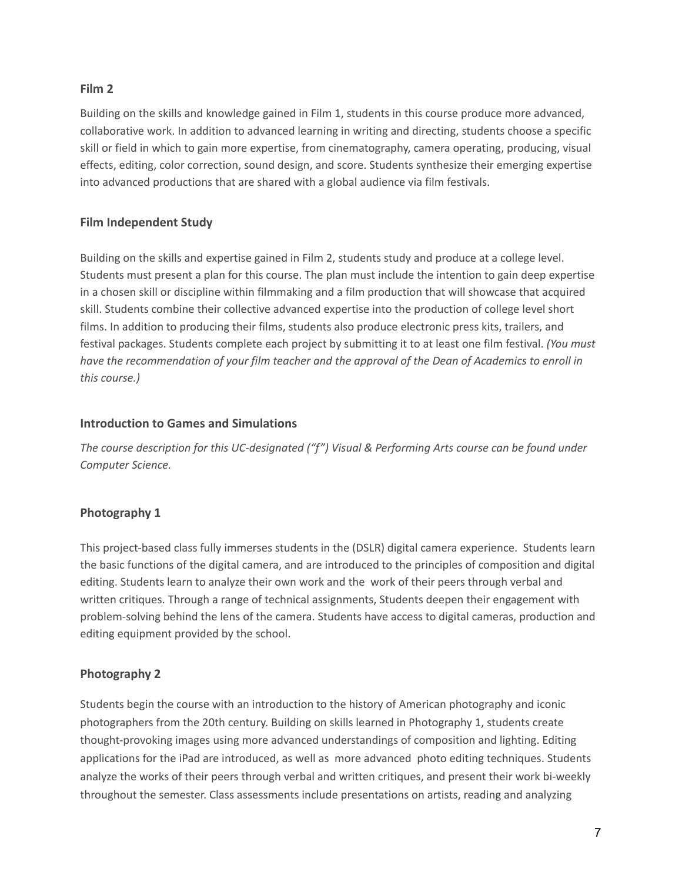### Film 2

Building on the skills and knowledge gained in Film 1, students in this course produce more advanced, collaborative work. In addition to advanced learning in writing and directing, students choose a specific skill or field in which to gain more expertise, from cinematography, camera operating, producing, visual effects, editing, color correction, sound design, and score. Students synthesize their emerging expertise into advanced productions that are shared with a global audience via film festivals.

### Film Independent Study

Building on the skills and expertise gained in Film 2, students study and produce at a college level. Students must present a plan for this course. The plan must include the intention to gain deep expertise in a chosen skill or discipline within filmmaking and a film production that will showcase that acquired skill. Students combine their collective advanced expertise into the production of college level short films. In addition to producing their films, students also produce electronic press kits, trailers, and festival packages. Students complete each project by submitting it to at least one film festival. *(You must have the recommendation of your film teacher and the approval of the Dean of Academics to enroll in this course.)*

### Introduction to Games and Simulations

*The course description for this UC-designated ("f") Visual & Performing Arts course can be found under Computer Science.*

### Photography 1

This project-based class fully immerses students in the (DSLR) digital camera experience. Students learn the basic functions of the digital camera, and are introduced to the principles of composition and digital editing. Students learn to analyze their own work and the work of their peers through verbal and written critiques. Through a range of technical assignments, Students deepen their engagement with problem-solving behind the lens of the camera. Students have access to digital cameras, production and editing equipment provided by the school.

### Photography 2

Students begin the course with an introduction to the history of American photography and iconic photographers from the 20th century. Building on skills learned in Photography 1, students create thought-provoking images using more advanced understandings of composition and lighting. Editing applications for the iPad are introduced, as well as more advanced photo editing techniques. Students analyze the works of their peers through verbal and written critiques, and present their work bi-weekly throughout the semester. Class assessments include presentations on artists, reading and analyzing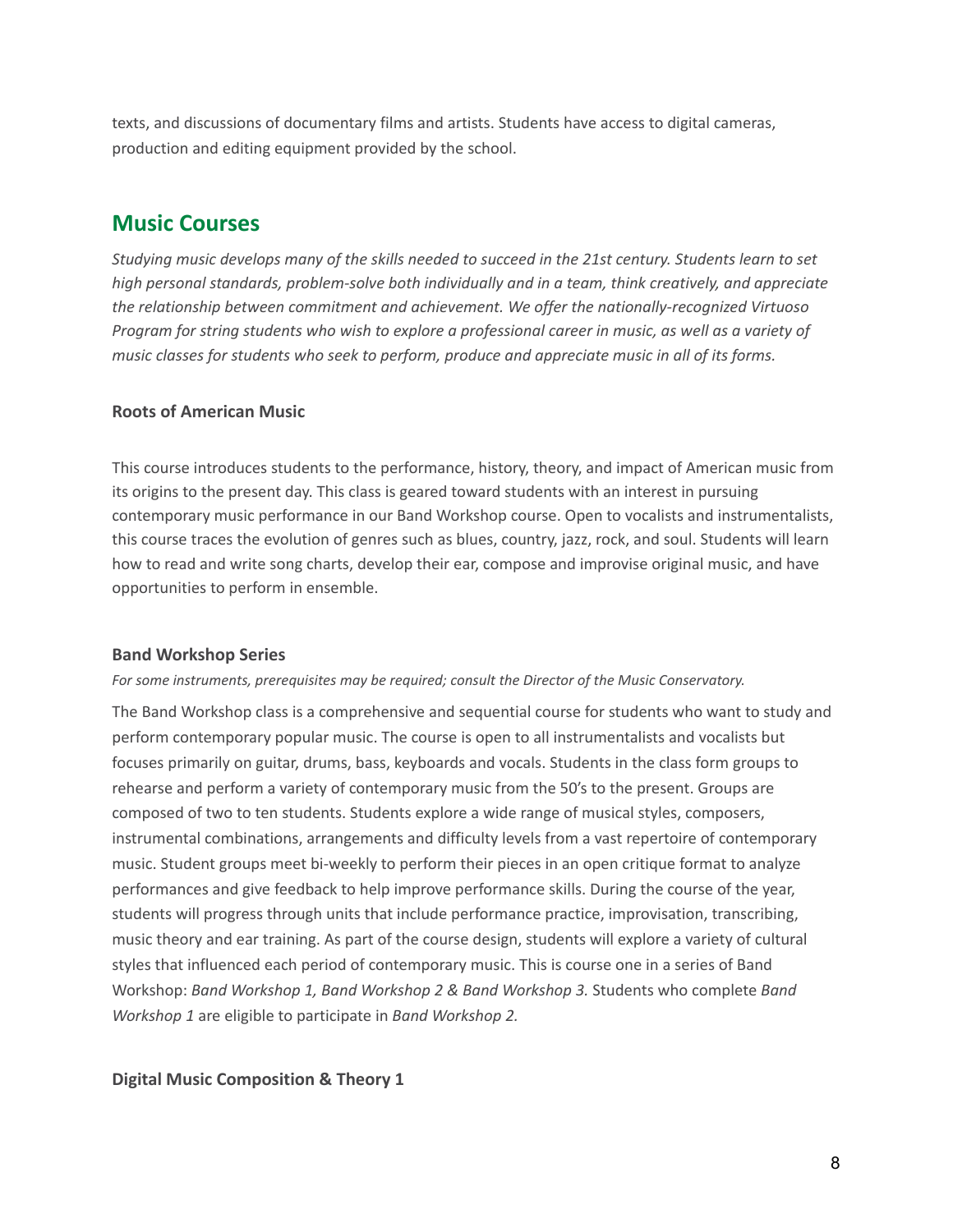texts, and discussions of documentary films and artists. Students have access to digital cameras, production and editing equipment provided by the school.

## Music Courses

*Studying music develops many of the skills needed to succeed in the 21st century. Students learn to set high personal standards, problem-solve both individually and in a team, think creatively, and appreciate the relationship between commitment and achievement. We offer the nationally-recognized Virtuoso Program for string students who wish to explore a professional career in music, as well as a variety of music classes for students who seek to perform, produce and appreciate music in all of its forms.*

### Roots of American Music

This course introduces students to the performance, history, theory, and impact of American music from its origins to the present day. This class is geared toward students with an interest in pursuing contemporary music performance in our Band Workshop course. Open to vocalists and instrumentalists, this course traces the evolution of genres such as blues, country, jazz, rock, and soul. Students will learn how to read and write song charts, develop their ear, compose and improvise original music, and have opportunities to perform in ensemble.

### Band Workshop Series

*For some instruments, prerequisites may be required; consult the Director of the Music Conservatory.*

The Band Workshop class is a comprehensive and sequential course for students who want to study and perform contemporary popular music. The course is open to all instrumentalists and vocalists but focuses primarily on guitar, drums, bass, keyboards and vocals. Students in the class form groups to rehearse and perform a variety of contemporary music from the 50's to the present. Groups are composed of two to ten students. Students explore a wide range of musical styles, composers, instrumental combinations, arrangements and difficulty levels from a vast repertoire of contemporary music. Student groups meet bi-weekly to perform their pieces in an open critique format to analyze performances and give feedback to help improve performance skills. During the course of the year, students will progress through units that include performance practice, improvisation, transcribing, music theory and ear training. As part of the course design, students will explore a variety of cultural styles that influenced each period of contemporary music. This is course one in a series of Band Workshop: *Band Workshop 1, Band Workshop 2 & Band Workshop 3.* Students who complete *Band Workshop 1* are eligible to participate in *Band Workshop 2.*

### Digital Music Composition & Theory 1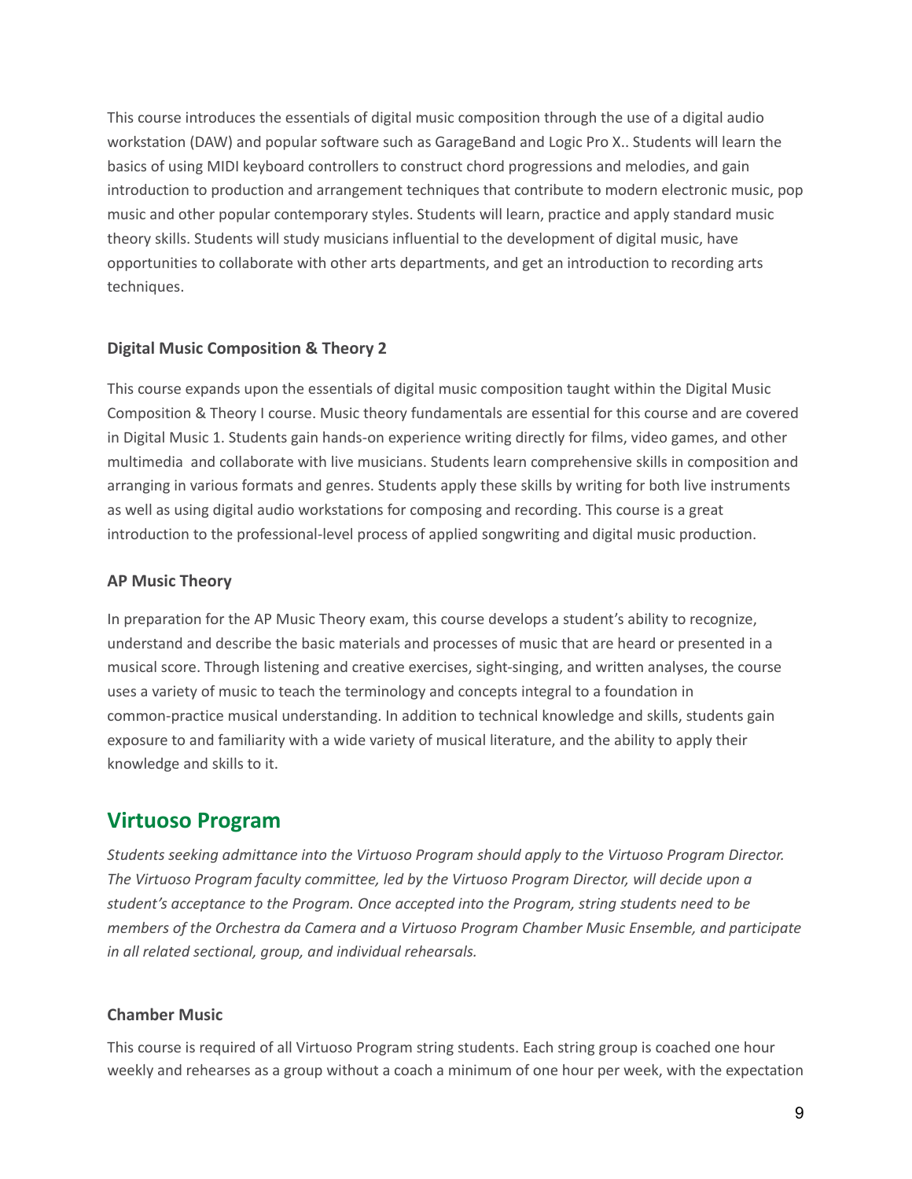This course introduces the essentials of digital music composition through the use of a digital audio workstation (DAW) and popular software such as GarageBand and Logic Pro X.. Students will learn the basics of using MIDI keyboard controllers to construct chord progressions and melodies, and gain introduction to production and arrangement techniques that contribute to modern electronic music, pop music and other popular contemporary styles. Students will learn, practice and apply standard music theory skills. Students will study musicians influential to the development of digital music, have opportunities to collaborate with other arts departments, and get an introduction to recording arts techniques.

### Digital Music Composition & Theory 2

This course expands upon the essentials of digital music composition taught within the Digital Music Composition & Theory I course. Music theory fundamentals are essential for this course and are covered in Digital Music 1. Students gain hands-on experience writing directly for films, video games, and other multimedia and collaborate with live musicians. Students learn comprehensive skills in composition and arranging in various formats and genres. Students apply these skills by writing for both live instruments as well as using digital audio workstations for composing and recording. This course is a great introduction to the professional-level process of applied songwriting and digital music production.

### AP Music Theory

In preparation for the AP Music Theory exam, this course develops a student's ability to recognize, understand and describe the basic materials and processes of music that are heard or presented in a musical score. Through listening and creative exercises, sight-singing, and written analyses, the course uses a variety of music to teach the terminology and concepts integral to a foundation in common-practice musical understanding. In addition to technical knowledge and skills, students gain exposure to and familiarity with a wide variety of musical literature, and the ability to apply their knowledge and skills to it.

## Virtuoso Program

*Students seeking admittance into the Virtuoso Program should apply to the Virtuoso Program Director. The Virtuoso Program faculty committee, led by the Virtuoso Program Director, will decide upon a student's acceptance to the Program. Once accepted into the Program, string students need to be members of the Orchestra da Camera and a Virtuoso Program Chamber Music Ensemble, and participate in all related sectional, group, and individual rehearsals.*

### Chamber Music

This course is required of all Virtuoso Program string students. Each string group is coached one hour weekly and rehearses as a group without a coach a minimum of one hour per week, with the expectation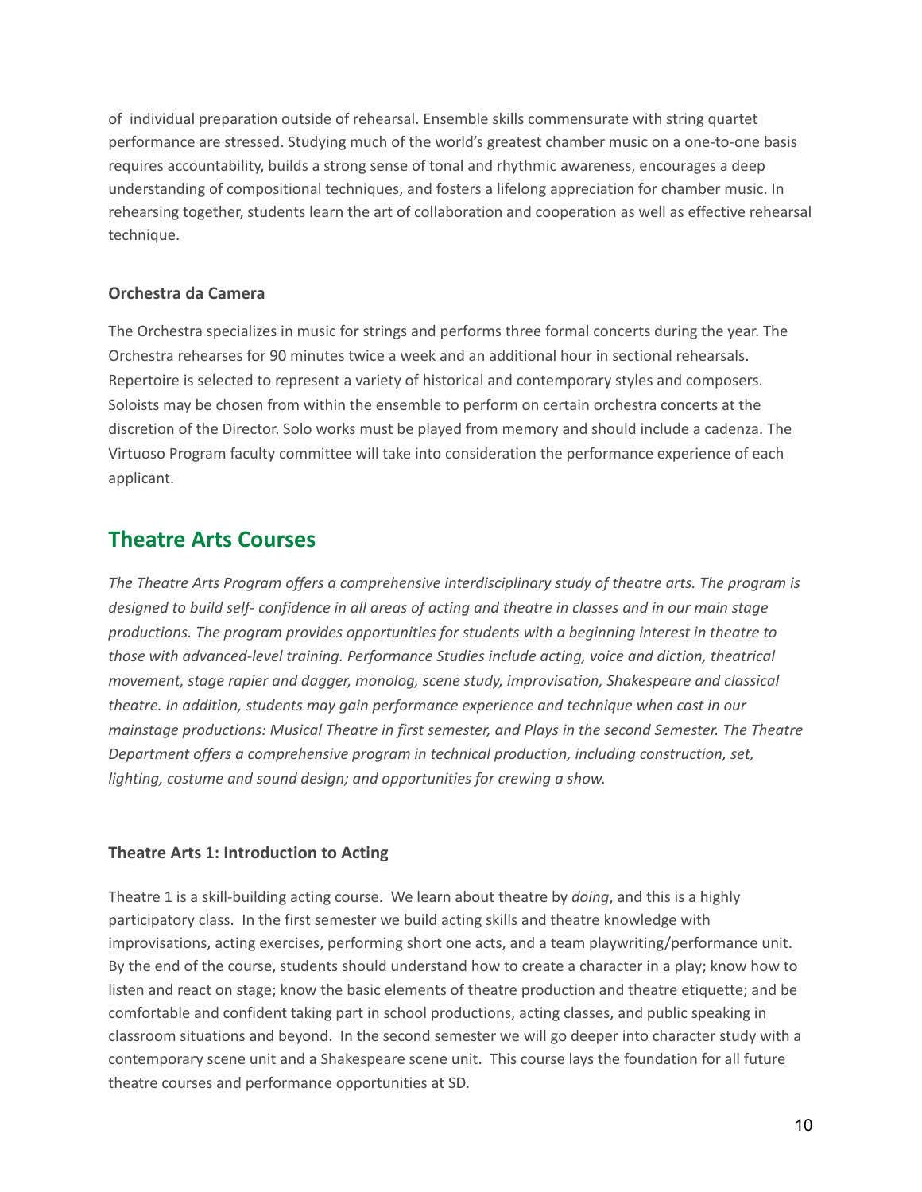of  individual preparation outside of rehearsal. Ensemble skills commensurate with string quartet performance are stressed. Studying much of the world's greatest chamber music on a one-to-one basis requires accountability, builds a strong sense of tonal and rhythmic awareness, encourages a deep understanding of compositional techniques, and fosters a lifelong appreciation for chamber music. In rehearsing together, students learn the art of collaboration and cooperation as well as effective rehearsal technique.

### Orchestra da Camera

The Orchestra specializes in music for strings and performs three formal concerts during the year. The Orchestra rehearses for 90 minutes twice a week and an additional hour in sectional rehearsals. Repertoire is selected to represent a variety of historical and contemporary styles and composers. Soloists may be chosen from within the ensemble to perform on certain orchestra concerts at the discretion of the Director. Solo works must be played from memory and should include a cadenza. The Virtuoso Program faculty committee will take into consideration the performance experience of each applicant.

## Theatre Arts Courses

*The Theatre Arts Program offers a comprehensive interdisciplinary study of theatre arts. The program is designed to build self- confidence in all areas of acting and theatre in classes and in our main stage productions. The program provides opportunities for students with a beginning interest in theatre to those with advanced-level training. Performance Studies include acting, voice and diction, theatrical movement, stage rapier and dagger, monolog, scene study, improvisation, Shakespeare and classical theatre. In addition, students may gain performance experience and technique when cast in our mainstage productions: Musical Theatre in first semester, and Plays in the second Semester. The Theatre Department offers a comprehensive program in technical production, including construction, set, lighting, costume and sound design; and opportunities for crewing a show.*

### Theatre Arts 1: Introduction to Acting

Theatre 1 is a skill-building acting course.  We learn about theatre by *doing*, and this is a highly participatory class.  In the first semester we build acting skills and theatre knowledge with improvisations, acting exercises, performing short one acts, and a team playwriting/performance unit. By the end of the course, students should understand how to create a character in a play; know how to listen and react on stage; know the basic elements of theatre production and theatre etiquette; and be comfortable and confident taking part in school productions, acting classes, and public speaking in classroom situations and beyond.  In the second semester we will go deeper into character study with a contemporary scene unit and a Shakespeare scene unit.  This course lays the foundation for all future theatre courses and performance opportunities at SD.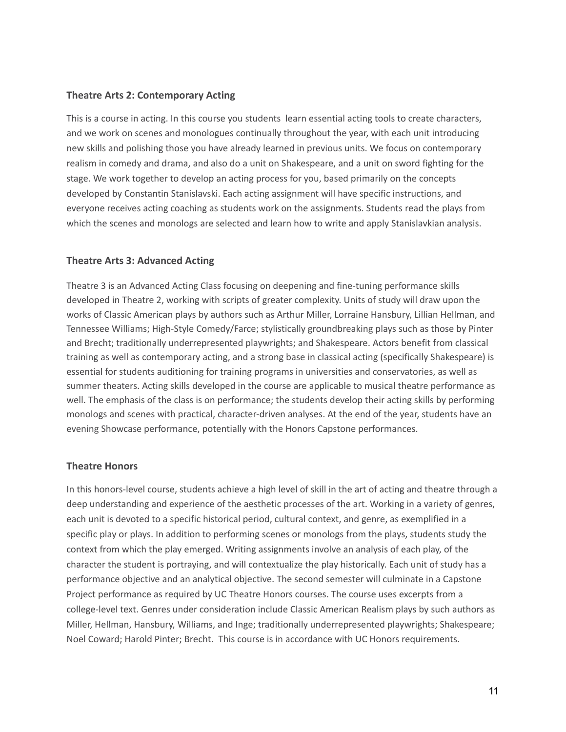### Theatre Arts 2: Contemporary Acting

This is a course in acting. In this course you students learn essential acting tools to create characters, and we work on scenes and monologues continually throughout the year, with each unit introducing new skills and polishing those you have already learned in previous units. We focus on contemporary realism in comedy and drama, and also do a unit on Shakespeare, and a unit on sword fighting for the stage. We work together to develop an acting process for you, based primarily on the concepts developed by Constantin Stanislavski. Each acting assignment will have specific instructions, and everyone receives acting coaching as students work on the assignments. Students read the plays from which the scenes and monologs are selected and learn how to write and apply Stanislavkian analysis.

### Theatre Arts 3: Advanced Acting

Theatre 3 is an Advanced Acting Class focusing on deepening and fine-tuning performance skills developed in Theatre 2, working with scripts of greater complexity. Units of study will draw upon the works of Classic American plays by authors such as Arthur Miller, Lorraine Hansbury, Lillian Hellman, and Tennessee Williams; High-Style Comedy/Farce; stylistically groundbreaking plays such as those by Pinter and Brecht; traditionally underrepresented playwrights; and Shakespeare. Actors benefit from classical training as well as contemporary acting, and a strong base in classical acting (specifically Shakespeare) is essential for students auditioning for training programs in universities and conservatories, as well as summer theaters. Acting skills developed in the course are applicable to musical theatre performance as well. The emphasis of the class is on performance; the students develop their acting skills by performing monologs and scenes with practical, character-driven analyses. At the end of the year, students have an evening Showcase performance, potentially with the Honors Capstone performances.

### Theatre Honors

In this honors-level course, students achieve a high level of skill in the art of acting and theatre through a deep understanding and experience of the aesthetic processes of the art. Working in a variety of genres, each unit is devoted to a specific historical period, cultural context, and genre, as exemplified in a specific play or plays. In addition to performing scenes or monologs from the plays, students study the context from which the play emerged. Writing assignments involve an analysis of each play, of the character the student is portraying, and will contextualize the play historically. Each unit of study has a performance objective and an analytical objective. The second semester will culminate in a Capstone Project performance as required by UC Theatre Honors courses. The course uses excerpts from a college-level text. Genres under consideration include Classic American Realism plays by such authors as Miller, Hellman, Hansbury, Williams, and Inge; traditionally underrepresented playwrights; Shakespeare; Noel Coward; Harold Pinter; Brecht. This course is in accordance with UC Honors requirements.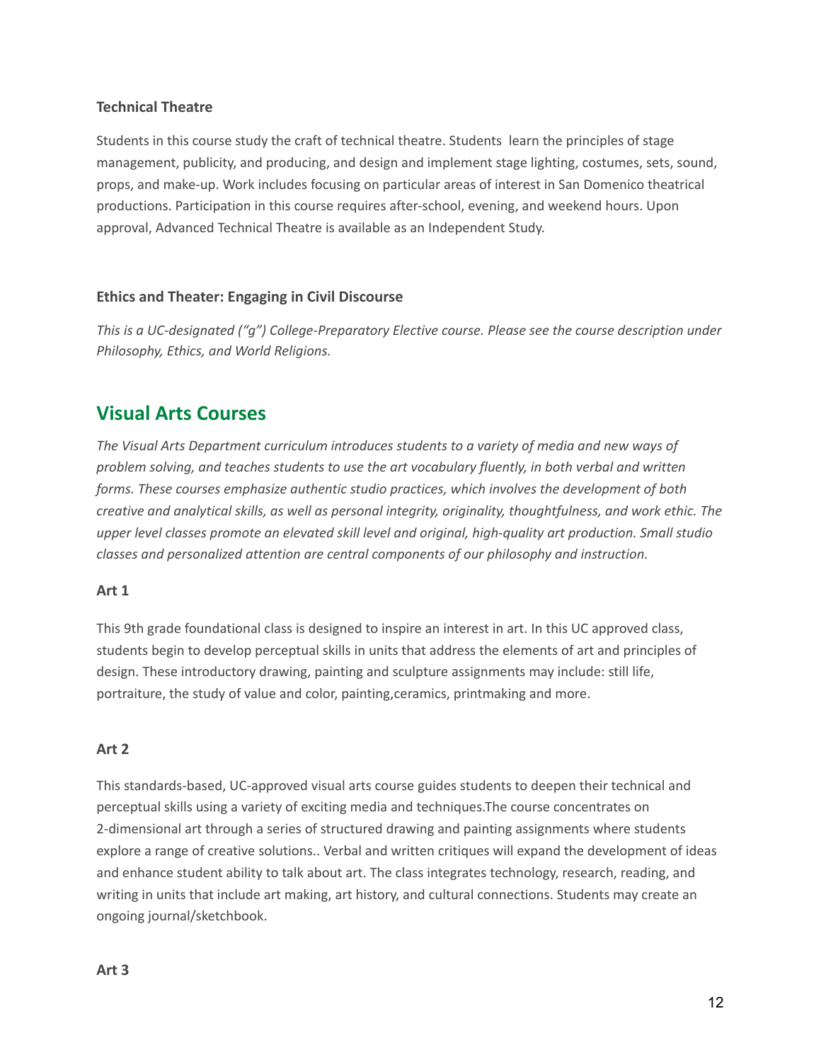### Technical Theatre

Students in this course study the craft of technical theatre. Students learn the principles of stage management, publicity, and producing, and design and implement stage lighting, costumes, sets, sound, props, and make-up. Work includes focusing on particular areas of interest in San Domenico theatrical productions. Participation in this course requires after-school, evening, and weekend hours. Upon approval, Advanced Technical Theatre is available as an Independent Study.

### Ethics and Theater: Engaging in Civil Discourse

*This is a UC-designated ("g") College-Preparatory Elective course. Please see the course description under Philosophy, Ethics, and World Religions.*

## Visual Arts Courses

*The Visual Arts Department curriculum introduces students to a variety of media and new ways of problem solving, and teaches students to use the art vocabulary fluently, in both verbal and written forms. These courses emphasize authentic studio practices, which involves the development of both creative and analytical skills, as well as personal integrity, originality, thoughtfulness, and work ethic. The upper level classes promote an elevated skill level and original, high-quality art production. Small studio classes and personalized attention are central components of our philosophy and instruction.*

### Art 1

This 9th grade foundational class is designed to inspire an interest in art. In this UC approved class, students begin to develop perceptual skills in units that address the elements of art and principles of design. These introductory drawing, painting and sculpture assignments may include: still life, portraiture, the study of value and color, painting,ceramics, printmaking and more.

### Art 2

This standards-based, UC-approved visual arts course guides students to deepen their technical and perceptual skills using a variety of exciting media and techniques.The course concentrates on 2-dimensional art through a series of structured drawing and painting assignments where students explore a range of creative solutions.. Verbal and written critiques will expand the development of ideas and enhance student ability to talk about art. The class integrates technology, research, reading, and writing in units that include art making, art history, and cultural connections. Students may create an ongoing journal/sketchbook.

### Art 3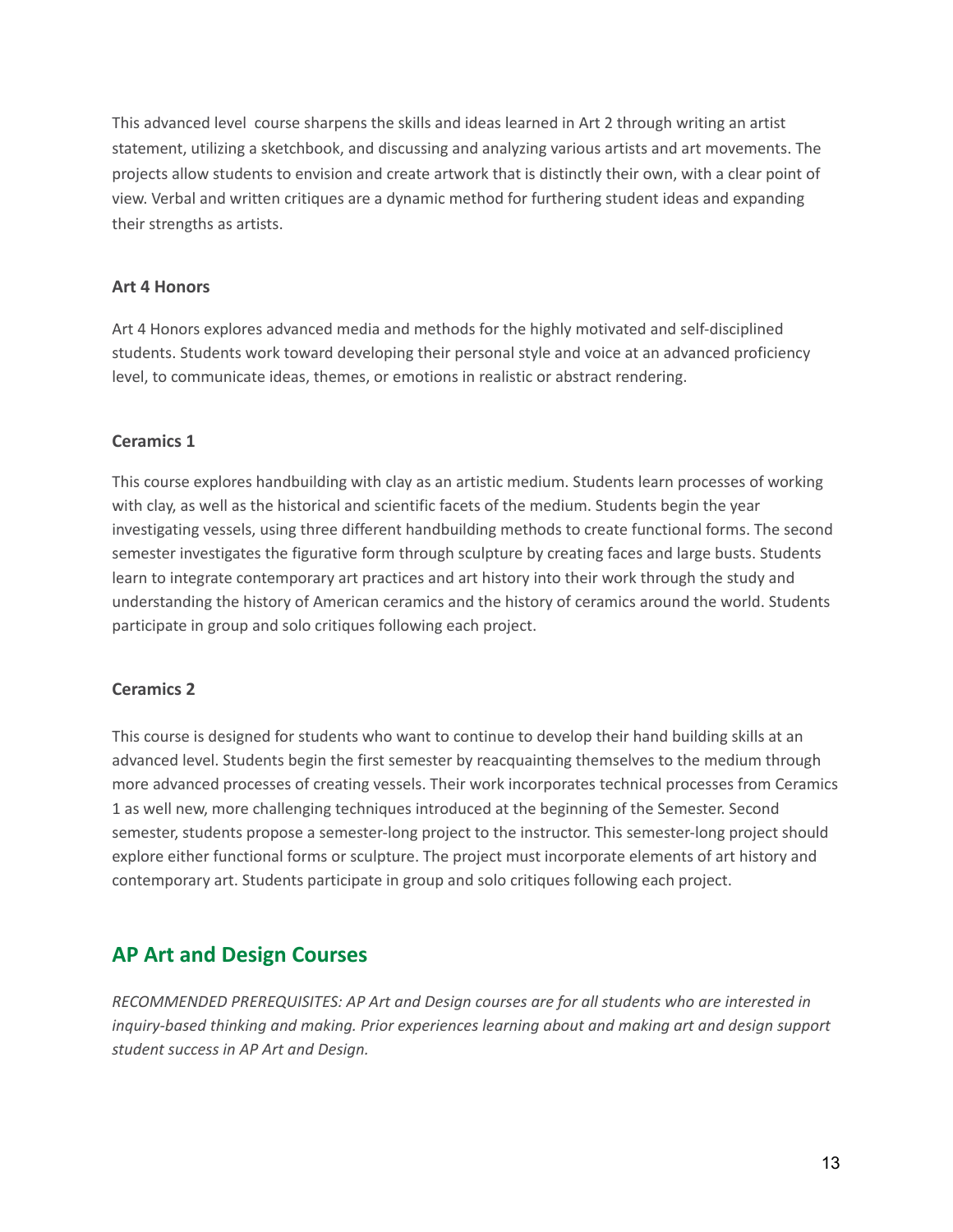This advanced level  course sharpens the skills and ideas learned in Art 2 through writing an artist statement, utilizing a sketchbook, and discussing and analyzing various artists and art movements. The projects allow students to envision and create artwork that is distinctly their own, with a clear point of view. Verbal and written critiques are a dynamic method for furthering student ideas and expanding their strengths as artists.

### Art 4 Honors

Art 4 Honors explores advanced media and methods for the highly motivated and self-disciplined students. Students work toward developing their personal style and voice at an advanced proficiency level, to communicate ideas, themes, or emotions in realistic or abstract rendering.

### Ceramics 1

This course explores handbuilding with clay as an artistic medium. Students learn processes of working with clay, as well as the historical and scientific facets of the medium. Students begin the year investigating vessels, using three different handbuilding methods to create functional forms. The second semester investigates the figurative form through sculpture by creating faces and large busts. Students learn to integrate contemporary art practices and art history into their work through the study and understanding the history of American ceramics and the history of ceramics around the world. Students participate in group and solo critiques following each project.

### Ceramics 2

This course is designed for students who want to continue to develop their hand building skills at an advanced level. Students begin the first semester by reacquainting themselves to the medium through more advanced processes of creating vessels. Their work incorporates technical processes from Ceramics 1 as well new, more challenging techniques introduced at the beginning of the Semester. Second semester, students propose a semester-long project to the instructor. This semester-long project should explore either functional forms or sculpture. The project must incorporate elements of art history and contemporary art. Students participate in group and solo critiques following each project.

## AP Art and Design Courses

*RECOMMENDED PREREQUISITES: AP Art and Design courses are for all students who are interested in inquiry-based thinking and making. Prior experiences learning about and making art and design support student success in AP Art and Design.*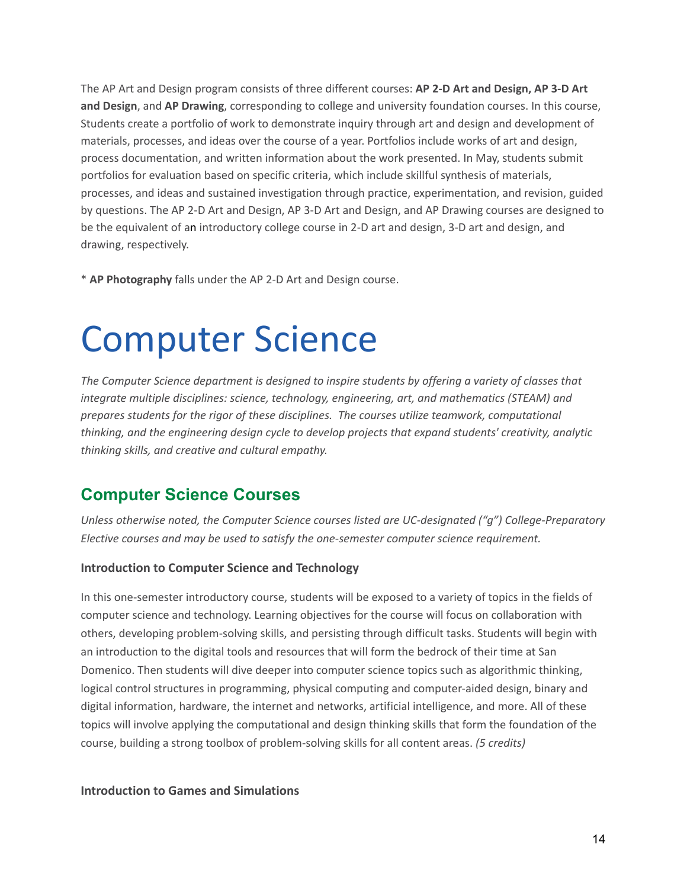The AP Art and Design program consists of three different courses: **AP 2-D Art and Design, AP 3-D Art and Design**, and **AP Drawing**, corresponding to college and university foundation courses. In this course, Students create a portfolio of work to demonstrate inquiry through art and design and development of materials, processes, and ideas over the course of a year. Portfolios include works of art and design, process documentation, and written information about the work presented. In May, students submit portfolios for evaluation based on specific criteria, which include skillful synthesis of materials, processes, and ideas and sustained investigation through practice, experimentation, and revision, guided by questions. The AP 2-D Art and Design, AP 3-D Art and Design, and AP Drawing courses are designed to be the equivalent of an introductory college course in 2-D art and design, 3-D art and design, and drawing, respectively.

* **AP Photography** falls under the AP 2-D Art and Design course.

# Computer Science

*The Computer Science department is designed to inspire students by offering a variety of classes that integrate multiple disciplines: science, technology, engineering, art, and mathematics (STEAM) and prepares students for the rigor of these disciplines. The courses utilize teamwork, computational thinking, and the engineering design cycle to develop projects that expand students' creativity, analytic thinking skills, and creative and cultural empathy.*

## Computer Science Courses

*Unless otherwise noted, the Computer Science courses listed are UC-designated ("g") College-Preparatory Elective courses and may be used to satisfy the one-semester computer science requirement.*

### Introduction to Computer Science and Technology

In this one-semester introductory course, students will be exposed to a variety of topics in the fields of computer science and technology. Learning objectives for the course will focus on collaboration with others, developing problem-solving skills, and persisting through difficult tasks. Students will begin with an introduction to the digital tools and resources that will form the bedrock of their time at San Domenico. Then students will dive deeper into computer science topics such as algorithmic thinking, logical control structures in programming, physical computing and computer-aided design, binary and digital information, hardware, the internet and networks, artificial intelligence, and more. All of these topics will involve applying the computational and design thinking skills that form the foundation of the course, building a strong toolbox of problem-solving skills for all content areas. *(5 credits)*

### Introduction to Games and Simulations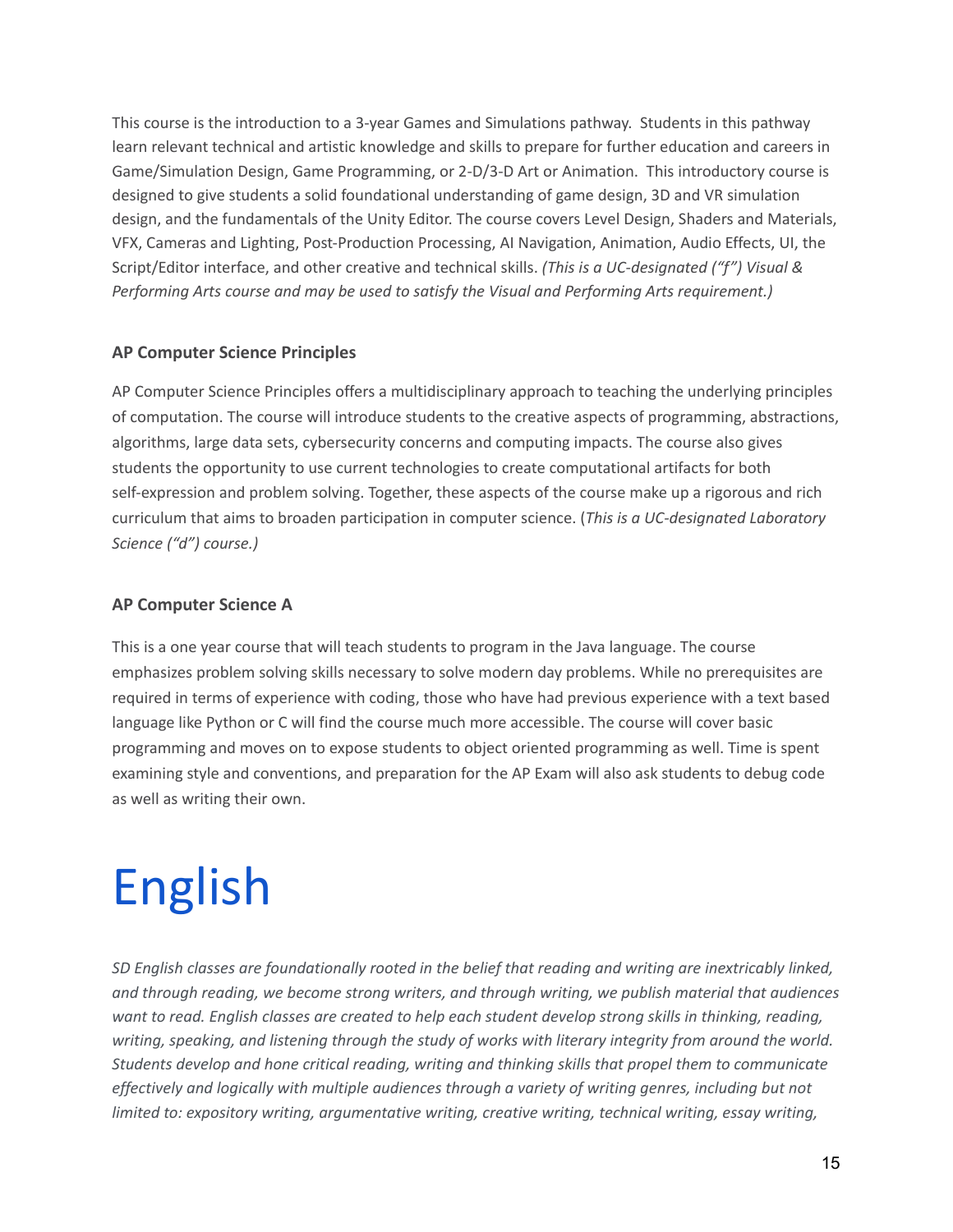This course is the introduction to a 3-year Games and Simulations pathway. Students in this pathway learn relevant technical and artistic knowledge and skills to prepare for further education and careers in Game/Simulation Design, Game Programming, or 2-D/3-D Art or Animation. This introductory course is designed to give students a solid foundational understanding of game design, 3D and VR simulation design, and the fundamentals of the Unity Editor. The course covers Level Design, Shaders and Materials, VFX, Cameras and Lighting, Post-Production Processing, AI Navigation, Animation, Audio Effects, UI, the Script/Editor interface, and other creative and technical skills. *(This is a UC-designated ("f") Visual & Performing Arts course and may be used to satisfy the Visual and Performing Arts requirement.)*

### AP Computer Science Principles

AP Computer Science Principles offers a multidisciplinary approach to teaching the underlying principles of computation. The course will introduce students to the creative aspects of programming, abstractions, algorithms, large data sets, cybersecurity concerns and computing impacts. The course also gives students the opportunity to use current technologies to create computational artifacts for both self-expression and problem solving. Together, these aspects of the course make up a rigorous and rich curriculum that aims to broaden participation in computer science. (*This is a UC-designated Laboratory Science ("d") course.)*

### AP Computer Science A

This is a one year course that will teach students to program in the Java language. The course emphasizes problem solving skills necessary to solve modern day problems. While no prerequisites are required in terms of experience with coding, those who have had previous experience with a text based language like Python or C will find the course much more accessible. The course will cover basic programming and moves on to expose students to object oriented programming as well. Time is spent examining style and conventions, and preparation for the AP Exam will also ask students to debug code as well as writing their own.

# English

*SD English classes are foundationally rooted in the belief that reading and writing are inextricably linked, and through reading, we become strong writers, and through writing, we publish material that audiences want to read. English classes are created to help each student develop strong skills in thinking, reading, writing, speaking, and listening through the study of works with literary integrity from around the world. Students develop and hone critical reading, writing and thinking skills that propel them to communicate effectively and logically with multiple audiences through a variety of writing genres, including but not limited to: expository writing, argumentative writing, creative writing, technical writing, essay writing,*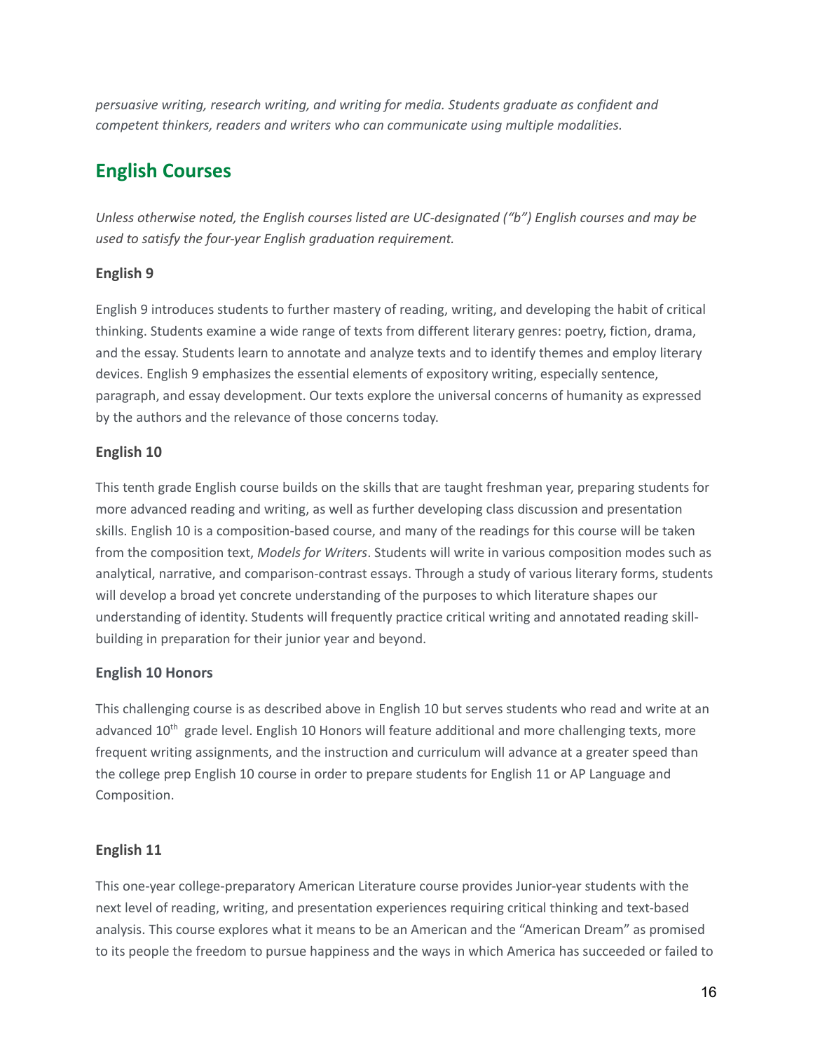*persuasive writing, research writing, and writing for media. Students graduate as confident and competent thinkers, readers and writers who can communicate using multiple modalities.*

## English Courses

*Unless otherwise noted, the English courses listed are UC-designated ("b") English courses and may be used to satisfy the four-year English graduation requirement.*

### English 9

English 9 introduces students to further mastery of reading, writing, and developing the habit of critical thinking. Students examine a wide range of texts from different literary genres: poetry, fiction, drama, and the essay. Students learn to annotate and analyze texts and to identify themes and employ literary devices. English 9 emphasizes the essential elements of expository writing, especially sentence, paragraph, and essay development. Our texts explore the universal concerns of humanity as expressed by the authors and the relevance of those concerns today.

### English 10

This tenth grade English course builds on the skills that are taught freshman year, preparing students for more advanced reading and writing, as well as further developing class discussion and presentation skills. English 10 is a composition-based course, and many of the readings for this course will be taken from the composition text, *Models for Writers*. Students will write in various composition modes such as analytical, narrative, and comparison-contrast essays. Through a study of various literary forms, students will develop a broad yet concrete understanding of the purposes to which literature shapes our understanding of identity. Students will frequently practice critical writing and annotated reading skill-building in preparation for their junior year and beyond.

### English 10 Honors

This challenging course is as described above in English 10 but serves students who read and write at an advanced 10th grade level. English 10 Honors will feature additional and more challenging texts, more frequent writing assignments, and the instruction and curriculum will advance at a greater speed than the college prep English 10 course in order to prepare students for English 11 or AP Language and Composition.

### English 11

This one-year college-preparatory American Literature course provides Junior-year students with the next level of reading, writing, and presentation experiences requiring critical thinking and text-based analysis. This course explores what it means to be an American and the "American Dream" as promised to its people the freedom to pursue happiness and the ways in which America has succeeded or failed to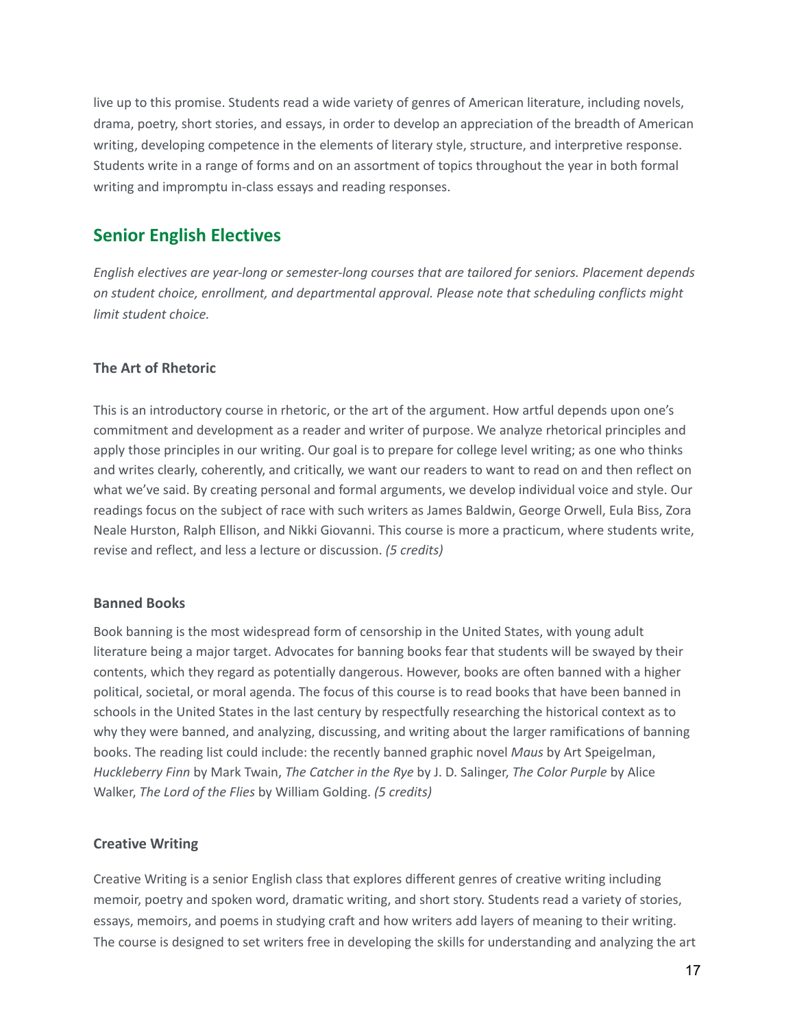live up to this promise. Students read a wide variety of genres of American literature, including novels, drama, poetry, short stories, and essays, in order to develop an appreciation of the breadth of American writing, developing competence in the elements of literary style, structure, and interpretive response. Students write in a range of forms and on an assortment of topics throughout the year in both formal writing and impromptu in-class essays and reading responses.

## Senior English Electives

*English electives are year-long or semester-long courses that are tailored for seniors. Placement depends on student choice, enrollment, and departmental approval. Please note that scheduling conflicts might limit student choice.*

### The Art of Rhetoric

This is an introductory course in rhetoric, or the art of the argument. How artful depends upon one's commitment and development as a reader and writer of purpose. We analyze rhetorical principles and apply those principles in our writing. Our goal is to prepare for college level writing; as one who thinks and writes clearly, coherently, and critically, we want our readers to want to read on and then reflect on what we've said. By creating personal and formal arguments, we develop individual voice and style. Our readings focus on the subject of race with such writers as James Baldwin, George Orwell, Eula Biss, Zora Neale Hurston, Ralph Ellison, and Nikki Giovanni. This course is more a practicum, where students write, revise and reflect, and less a lecture or discussion. *(5 credits)*

### Banned Books

Book banning is the most widespread form of censorship in the United States, with young adult literature being a major target. Advocates for banning books fear that students will be swayed by their contents, which they regard as potentially dangerous. However, books are often banned with a higher political, societal, or moral agenda. The focus of this course is to read books that have been banned in schools in the United States in the last century by respectfully researching the historical context as to why they were banned, and analyzing, discussing, and writing about the larger ramifications of banning books. The reading list could include: the recently banned graphic novel *Maus* by Art Speigelman, *Huckleberry Finn* by Mark Twain, *The Catcher in the Rye* by J. D. Salinger, *The Color Purple* by Alice Walker, *The Lord of the Flies* by William Golding. *(5 credits)*

### Creative Writing

Creative Writing is a senior English class that explores different genres of creative writing including memoir, poetry and spoken word, dramatic writing, and short story. Students read a variety of stories, essays, memoirs, and poems in studying craft and how writers add layers of meaning to their writing. The course is designed to set writers free in developing the skills for understanding and analyzing the art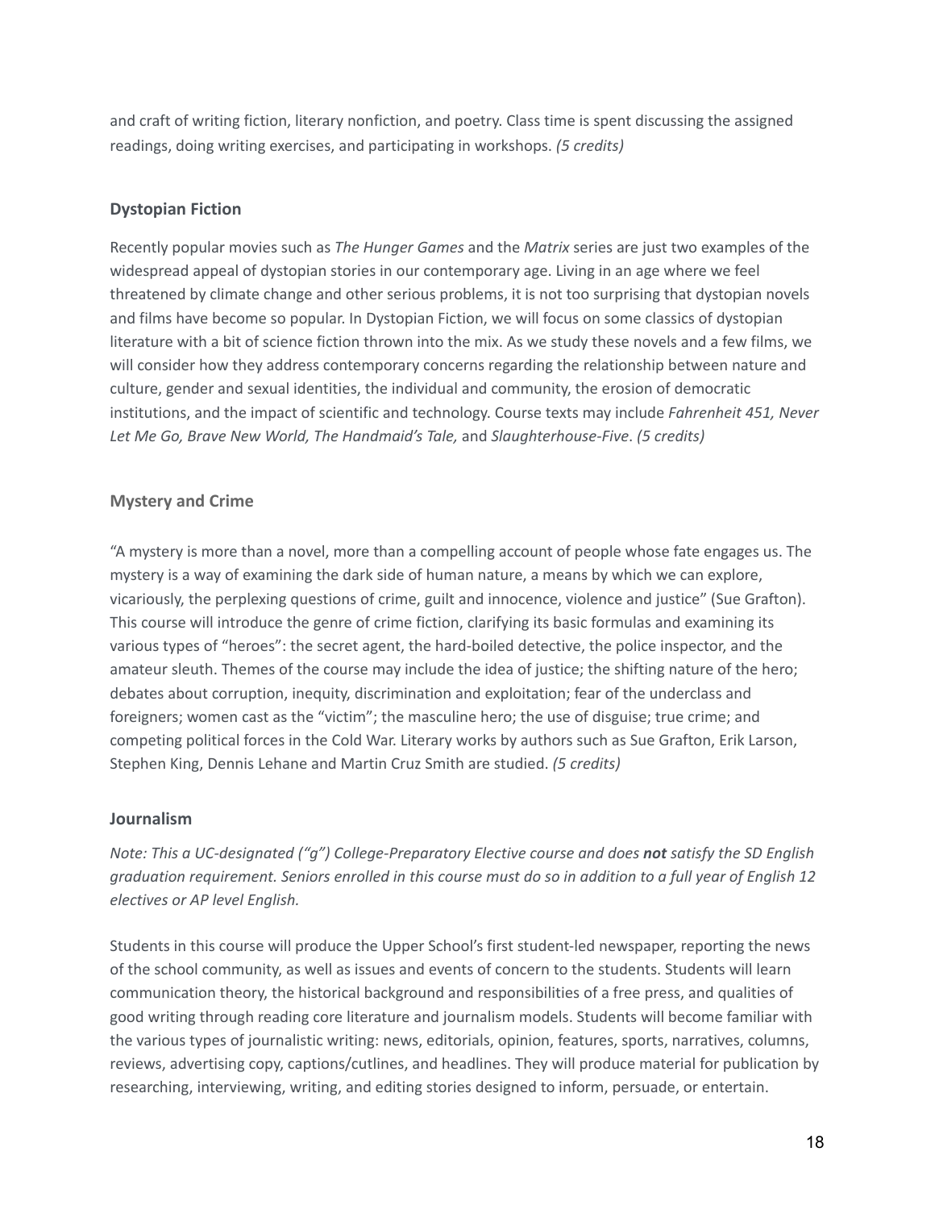and craft of writing fiction, literary nonfiction, and poetry. Class time is spent discussing the assigned readings, doing writing exercises, and participating in workshops. *(5 credits)*

### Dystopian Fiction

Recently popular movies such as *The Hunger Games* and the *Matrix* series are just two examples of the widespread appeal of dystopian stories in our contemporary age. Living in an age where we feel threatened by climate change and other serious problems, it is not too surprising that dystopian novels and films have become so popular. In Dystopian Fiction, we will focus on some classics of dystopian literature with a bit of science fiction thrown into the mix. As we study these novels and a few films, we will consider how they address contemporary concerns regarding the relationship between nature and culture, gender and sexual identities, the individual and community, the erosion of democratic institutions, and the impact of scientific and technology. Course texts may include *Fahrenheit 451, Never Let Me Go, Brave New World, The Handmaid's Tale,* and *Slaughterhouse-Five*. *(5 credits)*

### Mystery and Crime

"A mystery is more than a novel, more than a compelling account of people whose fate engages us. The mystery is a way of examining the dark side of human nature, a means by which we can explore, vicariously, the perplexing questions of crime, guilt and innocence, violence and justice" (Sue Grafton). This course will introduce the genre of crime fiction, clarifying its basic formulas and examining its various types of "heroes": the secret agent, the hard-boiled detective, the police inspector, and the amateur sleuth. Themes of the course may include the idea of justice; the shifting nature of the hero; debates about corruption, inequity, discrimination and exploitation; fear of the underclass and foreigners; women cast as the "victim"; the masculine hero; the use of disguise; true crime; and competing political forces in the Cold War. Literary works by authors such as Sue Grafton, Erik Larson, Stephen King, Dennis Lehane and Martin Cruz Smith are studied. *(5 credits)*

### Journalism

*Note: This a UC-designated ("g") College-Preparatory Elective course and does **not** satisfy the SD English graduation requirement. Seniors enrolled in this course must do so in addition to a full year of English 12 electives or AP level English.*

Students in this course will produce the Upper School's first student-led newspaper, reporting the news of the school community, as well as issues and events of concern to the students. Students will learn communication theory, the historical background and responsibilities of a free press, and qualities of good writing through reading core literature and journalism models. Students will become familiar with the various types of journalistic writing: news, editorials, opinion, features, sports, narratives, columns, reviews, advertising copy, captions/cutlines, and headlines. They will produce material for publication by researching, interviewing, writing, and editing stories designed to inform, persuade, or entertain.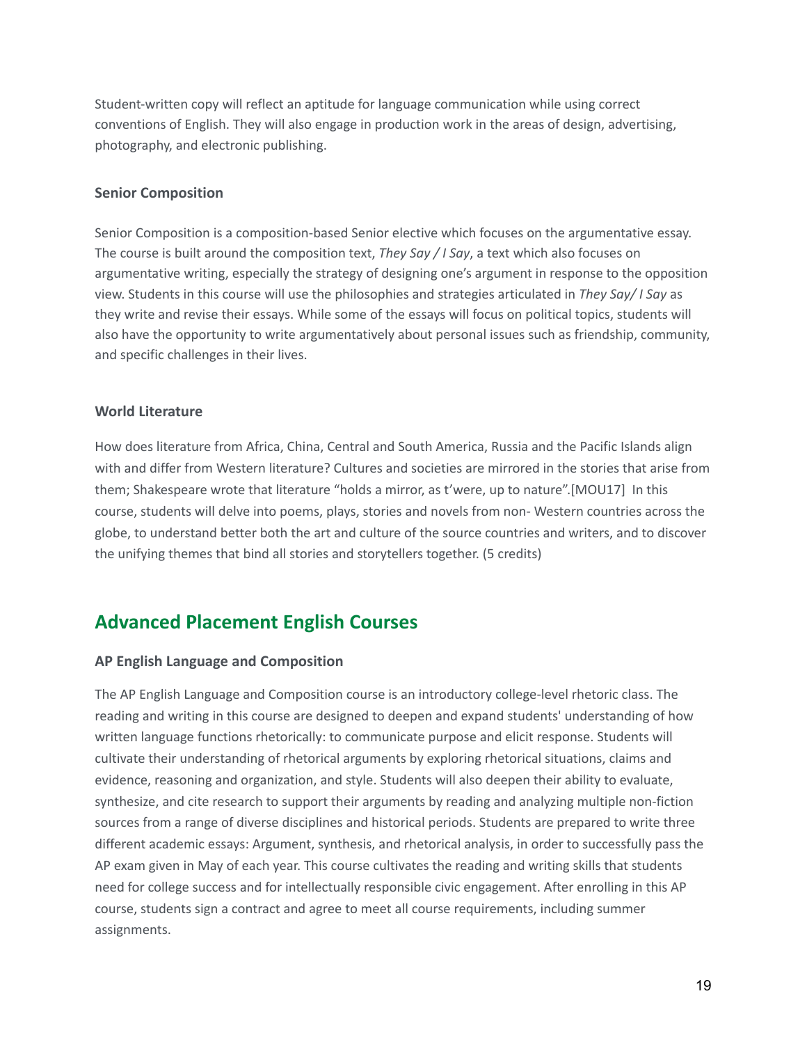Student-written copy will reflect an aptitude for language communication while using correct conventions of English. They will also engage in production work in the areas of design, advertising, photography, and electronic publishing.

### Senior Composition

Senior Composition is a composition-based Senior elective which focuses on the argumentative essay. The course is built around the composition text, *They Say / I Say*, a text which also focuses on argumentative writing, especially the strategy of designing one's argument in response to the opposition view. Students in this course will use the philosophies and strategies articulated in *They Say/ I Say* as they write and revise their essays. While some of the essays will focus on political topics, students will also have the opportunity to write argumentatively about personal issues such as friendship, community, and specific challenges in their lives.

### World Literature

How does literature from Africa, China, Central and South America, Russia and the Pacific Islands align with and differ from Western literature? Cultures and societies are mirrored in the stories that arise from them; Shakespeare wrote that literature "holds a mirror, as t'were, up to nature".[MOU17] In this course, students will delve into poems, plays, stories and novels from non- Western countries across the globe, to understand better both the art and culture of the source countries and writers, and to discover the unifying themes that bind all stories and storytellers together. (5 credits)

## Advanced Placement English Courses

### AP English Language and Composition

The AP English Language and Composition course is an introductory college-level rhetoric class. The reading and writing in this course are designed to deepen and expand students' understanding of how written language functions rhetorically: to communicate purpose and elicit response. Students will cultivate their understanding of rhetorical arguments by exploring rhetorical situations, claims and evidence, reasoning and organization, and style. Students will also deepen their ability to evaluate, synthesize, and cite research to support their arguments by reading and analyzing multiple non-fiction sources from a range of diverse disciplines and historical periods. Students are prepared to write three different academic essays: Argument, synthesis, and rhetorical analysis, in order to successfully pass the AP exam given in May of each year. This course cultivates the reading and writing skills that students need for college success and for intellectually responsible civic engagement. After enrolling in this AP course, students sign a contract and agree to meet all course requirements, including summer assignments.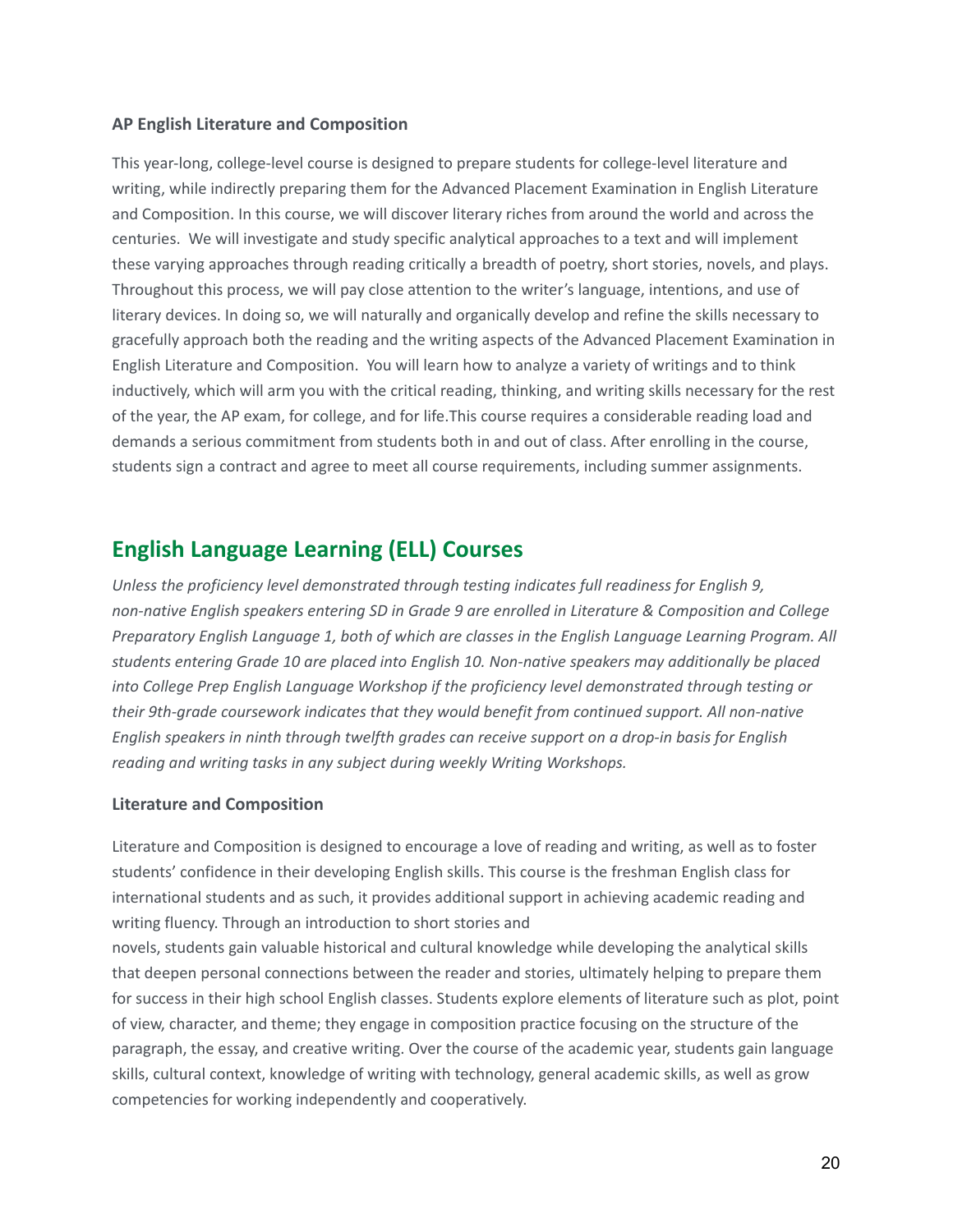### AP English Literature and Composition

This year-long, college-level course is designed to prepare students for college-level literature and writing, while indirectly preparing them for the Advanced Placement Examination in English Literature and Composition. In this course, we will discover literary riches from around the world and across the centuries.  We will investigate and study specific analytical approaches to a text and will implement these varying approaches through reading critically a breadth of poetry, short stories, novels, and plays. Throughout this process, we will pay close attention to the writer's language, intentions, and use of literary devices. In doing so, we will naturally and organically develop and refine the skills necessary to gracefully approach both the reading and the writing aspects of the Advanced Placement Examination in English Literature and Composition.  You will learn how to analyze a variety of writings and to think inductively, which will arm you with the critical reading, thinking, and writing skills necessary for the rest of the year, the AP exam, for college, and for life.This course requires a considerable reading load and demands a serious commitment from students both in and out of class. After enrolling in the course, students sign a contract and agree to meet all course requirements, including summer assignments.

## English Language Learning (ELL) Courses

*Unless the proficiency level demonstrated through testing indicates full readiness for English 9, non-native English speakers entering SD in Grade 9 are enrolled in Literature & Composition and College Preparatory English Language 1, both of which are classes in the English Language Learning Program. All students entering Grade 10 are placed into English 10. Non-native speakers may additionally be placed into College Prep English Language Workshop if the proficiency level demonstrated through testing or their 9th-grade coursework indicates that they would benefit from continued support. All non-native English speakers in ninth through twelfth grades can receive support on a drop-in basis for English reading and writing tasks in any subject during weekly Writing Workshops.*

### Literature and Composition

Literature and Composition is designed to encourage a love of reading and writing, as well as to foster students' confidence in their developing English skills. This course is the freshman English class for international students and as such, it provides additional support in achieving academic reading and writing fluency. Through an introduction to short stories and novels, students gain valuable historical and cultural knowledge while developing the analytical skills that deepen personal connections between the reader and stories, ultimately helping to prepare them for success in their high school English classes. Students explore elements of literature such as plot, point of view, character, and theme; they engage in composition practice focusing on the structure of the paragraph, the essay, and creative writing. Over the course of the academic year, students gain language skills, cultural context, knowledge of writing with technology, general academic skills, as well as grow competencies for working independently and cooperatively.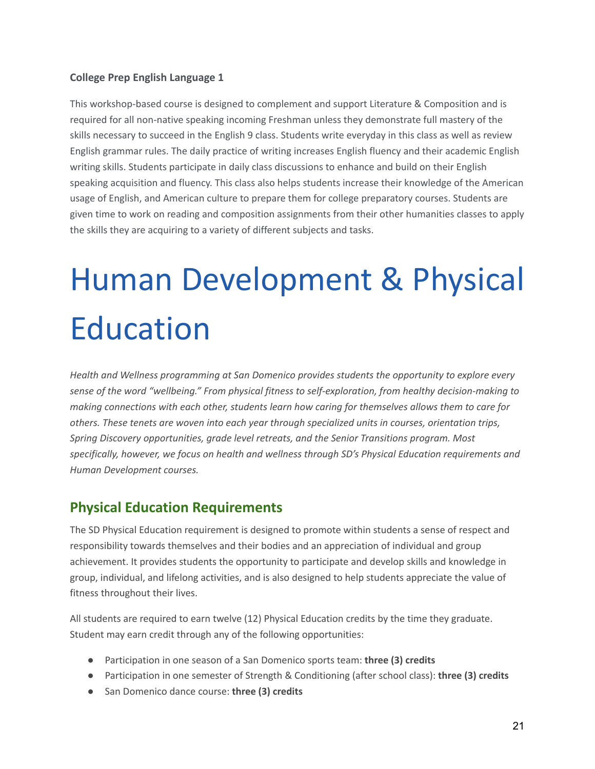**College Prep English Language 1**

This workshop-based course is designed to complement and support Literature & Composition and is required for all non-native speaking incoming Freshman unless they demonstrate full mastery of the skills necessary to succeed in the English 9 class. Students write everyday in this class as well as review English grammar rules. The daily practice of writing increases English fluency and their academic English writing skills. Students participate in daily class discussions to enhance and build on their English speaking acquisition and fluency. This class also helps students increase their knowledge of the American usage of English, and American culture to prepare them for college preparatory courses. Students are given time to work on reading and composition assignments from their other humanities classes to apply the skills they are acquiring to a variety of different subjects and tasks.

# Human Development & Physical Education

*Health and Wellness programming at San Domenico provides students the opportunity to explore every sense of the word "wellbeing." From physical fitness to self-exploration, from healthy decision-making to making connections with each other, students learn how caring for themselves allows them to care for others. These tenets are woven into each year through specialized units in courses, orientation trips, Spring Discovery opportunities, grade level retreats, and the Senior Transitions program. Most specifically, however, we focus on health and wellness through SD's Physical Education requirements and Human Development courses.*

## Physical Education Requirements

The SD Physical Education requirement is designed to promote within students a sense of respect and responsibility towards themselves and their bodies and an appreciation of individual and group achievement. It provides students the opportunity to participate and develop skills and knowledge in group, individual, and lifelong activities, and is also designed to help students appreciate the value of fitness throughout their lives.

All students are required to earn twelve (12) Physical Education credits by the time they graduate. Student may earn credit through any of the following opportunities:

- Participation in one season of a San Domenico sports team: **three (3) credits**
- Participation in one semester of Strength & Conditioning (after school class): **three (3) credits**
- San Domenico dance course: **three (3) credits**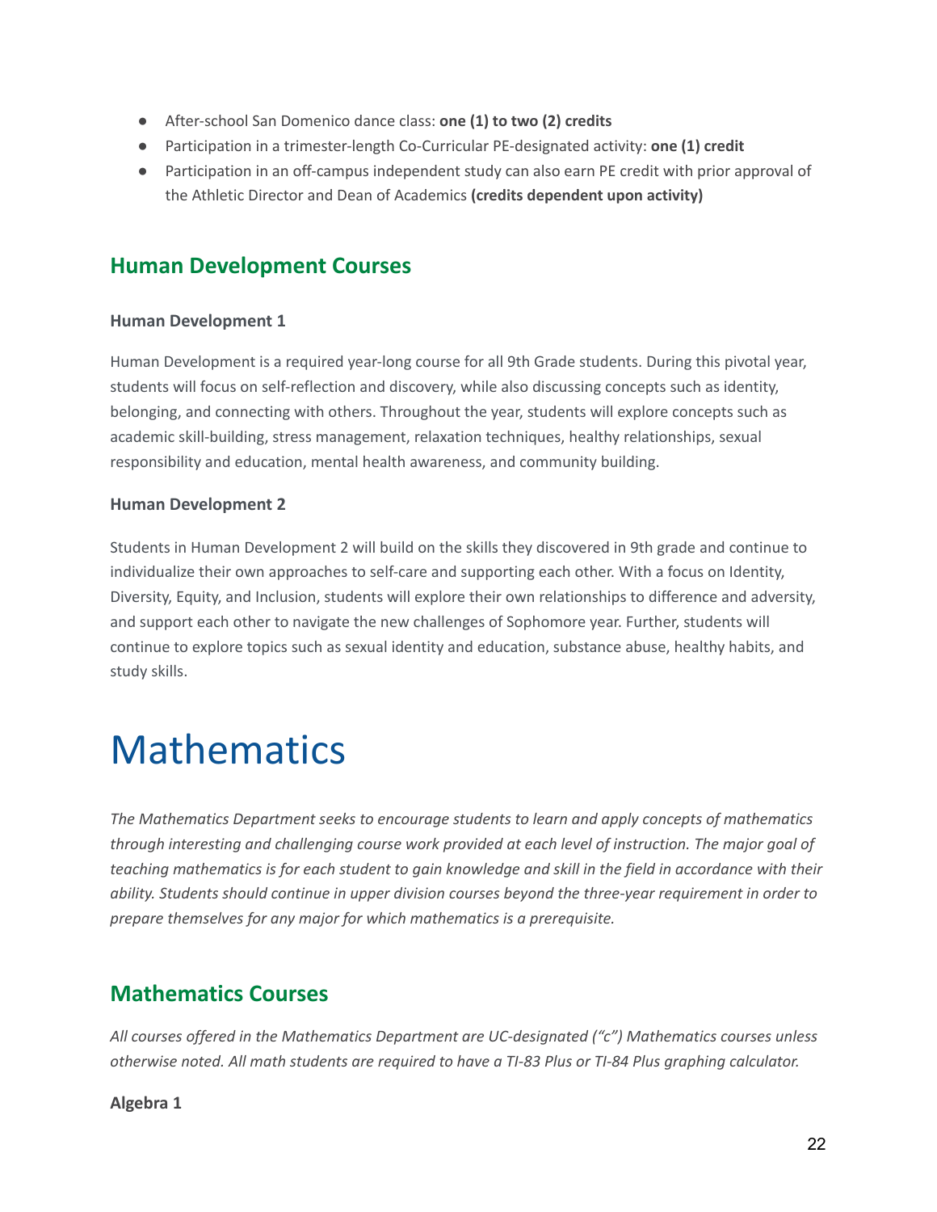- After-school San Domenico dance class: **one (1) to two (2) credits**
- Participation in a trimester-length Co-Curricular PE-designated activity: **one (1) credit**
- Participation in an off-campus independent study can also earn PE credit with prior approval of the Athletic Director and Dean of Academics **(credits dependent upon activity)**

## Human Development Courses

**Human Development 1**

Human Development is a required year-long course for all 9th Grade students. During this pivotal year, students will focus on self-reflection and discovery, while also discussing concepts such as identity, belonging, and connecting with others. Throughout the year, students will explore concepts such as academic skill-building, stress management, relaxation techniques, healthy relationships, sexual responsibility and education, mental health awareness, and community building.

**Human Development 2**

Students in Human Development 2 will build on the skills they discovered in 9th grade and continue to individualize their own approaches to self-care and supporting each other. With a focus on Identity, Diversity, Equity, and Inclusion, students will explore their own relationships to difference and adversity, and support each other to navigate the new challenges of Sophomore year. Further, students will continue to explore topics such as sexual identity and education, substance abuse, healthy habits, and study skills.

# Mathematics

*The Mathematics Department seeks to encourage students to learn and apply concepts of mathematics through interesting and challenging course work provided at each level of instruction. The major goal of teaching mathematics is for each student to gain knowledge and skill in the field in accordance with their ability. Students should continue in upper division courses beyond the three-year requirement in order to prepare themselves for any major for which mathematics is a prerequisite.*

## Mathematics Courses

*All courses offered in the Mathematics Department are UC-designated ("c") Mathematics courses unless otherwise noted. All math students are required to have a TI-83 Plus or TI-84 Plus graphing calculator.*

**Algebra 1**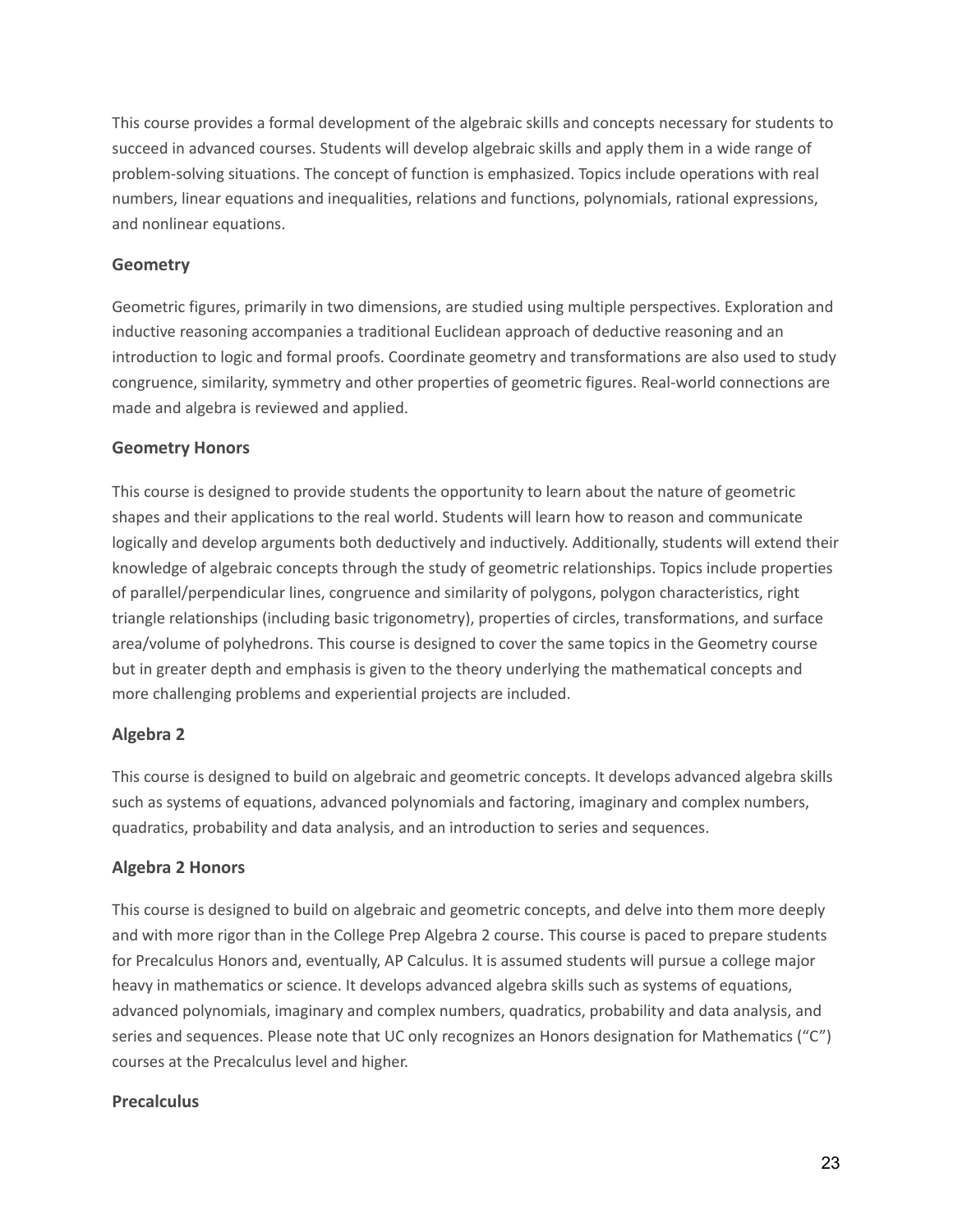This course provides a formal development of the algebraic skills and concepts necessary for students to succeed in advanced courses. Students will develop algebraic skills and apply them in a wide range of problem-solving situations. The concept of function is emphasized. Topics include operations with real numbers, linear equations and inequalities, relations and functions, polynomials, rational expressions, and nonlinear equations.

### Geometry

Geometric figures, primarily in two dimensions, are studied using multiple perspectives. Exploration and inductive reasoning accompanies a traditional Euclidean approach of deductive reasoning and an introduction to logic and formal proofs. Coordinate geometry and transformations are also used to study congruence, similarity, symmetry and other properties of geometric figures. Real-world connections are made and algebra is reviewed and applied.

### Geometry Honors

This course is designed to provide students the opportunity to learn about the nature of geometric shapes and their applications to the real world. Students will learn how to reason and communicate logically and develop arguments both deductively and inductively. Additionally, students will extend their knowledge of algebraic concepts through the study of geometric relationships. Topics include properties of parallel/perpendicular lines, congruence and similarity of polygons, polygon characteristics, right triangle relationships (including basic trigonometry), properties of circles, transformations, and surface area/volume of polyhedrons. This course is designed to cover the same topics in the Geometry course but in greater depth and emphasis is given to the theory underlying the mathematical concepts and more challenging problems and experiential projects are included.

### Algebra 2

This course is designed to build on algebraic and geometric concepts. It develops advanced algebra skills such as systems of equations, advanced polynomials and factoring, imaginary and complex numbers, quadratics, probability and data analysis, and an introduction to series and sequences.

### Algebra 2 Honors

This course is designed to build on algebraic and geometric concepts, and delve into them more deeply and with more rigor than in the College Prep Algebra 2 course. This course is paced to prepare students for Precalculus Honors and, eventually, AP Calculus. It is assumed students will pursue a college major heavy in mathematics or science. It develops advanced algebra skills such as systems of equations, advanced polynomials, imaginary and complex numbers, quadratics, probability and data analysis, and series and sequences. Please note that UC only recognizes an Honors designation for Mathematics ("C") courses at the Precalculus level and higher.

### Precalculus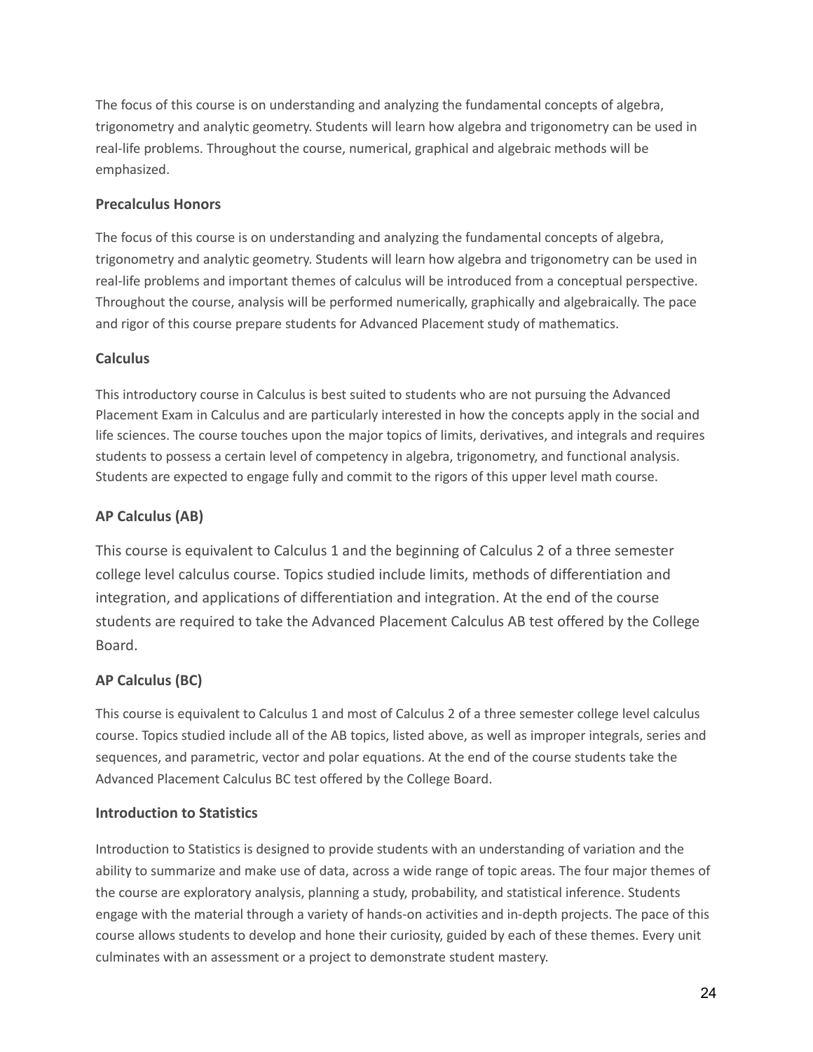The focus of this course is on understanding and analyzing the fundamental concepts of algebra, trigonometry and analytic geometry. Students will learn how algebra and trigonometry can be used in real-life problems. Throughout the course, numerical, graphical and algebraic methods will be emphasized.

### Precalculus Honors

The focus of this course is on understanding and analyzing the fundamental concepts of algebra, trigonometry and analytic geometry. Students will learn how algebra and trigonometry can be used in real-life problems and important themes of calculus will be introduced from a conceptual perspective. Throughout the course, analysis will be performed numerically, graphically and algebraically. The pace and rigor of this course prepare students for Advanced Placement study of mathematics.

### Calculus

This introductory course in Calculus is best suited to students who are not pursuing the Advanced Placement Exam in Calculus and are particularly interested in how the concepts apply in the social and life sciences. The course touches upon the major topics of limits, derivatives, and integrals and requires students to possess a certain level of competency in algebra, trigonometry, and functional analysis. Students are expected to engage fully and commit to the rigors of this upper level math course.

### AP Calculus (AB)

This course is equivalent to Calculus 1 and the beginning of Calculus 2 of a three semester college level calculus course. Topics studied include limits, methods of differentiation and integration, and applications of differentiation and integration. At the end of the course students are required to take the Advanced Placement Calculus AB test offered by the College Board.

### AP Calculus (BC)

This course is equivalent to Calculus 1 and most of Calculus 2 of a three semester college level calculus course. Topics studied include all of the AB topics, listed above, as well as improper integrals, series and sequences, and parametric, vector and polar equations. At the end of the course students take the Advanced Placement Calculus BC test offered by the College Board.

### Introduction to Statistics

Introduction to Statistics is designed to provide students with an understanding of variation and the ability to summarize and make use of data, across a wide range of topic areas. The four major themes of the course are exploratory analysis, planning a study, probability, and statistical inference. Students engage with the material through a variety of hands-on activities and in-depth projects. The pace of this course allows students to develop and hone their curiosity, guided by each of these themes. Every unit culminates with an assessment or a project to demonstrate student mastery.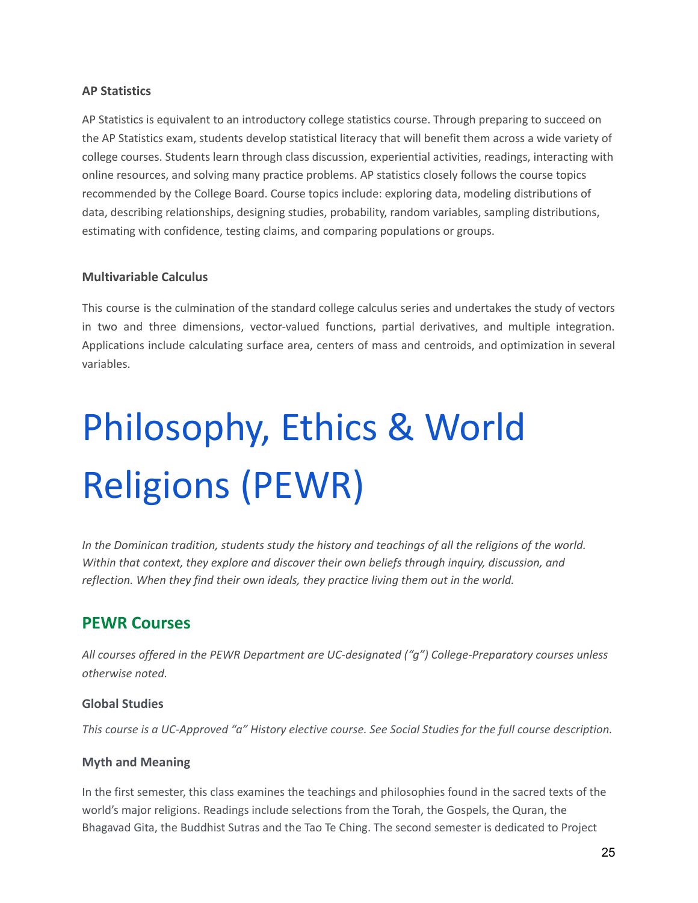### AP Statistics

AP Statistics is equivalent to an introductory college statistics course. Through preparing to succeed on the AP Statistics exam, students develop statistical literacy that will benefit them across a wide variety of college courses. Students learn through class discussion, experiential activities, readings, interacting with online resources, and solving many practice problems. AP statistics closely follows the course topics recommended by the College Board. Course topics include: exploring data, modeling distributions of data, describing relationships, designing studies, probability, random variables, sampling distributions, estimating with confidence, testing claims, and comparing populations or groups.

### Multivariable Calculus

This course is the culmination of the standard college calculus series and undertakes the study of vectors in two and three dimensions, vector-valued functions, partial derivatives, and multiple integration. Applications include calculating surface area, centers of mass and centroids, and optimization in several variables.

# Philosophy, Ethics & World Religions (PEWR)

*In the Dominican tradition, students study the history and teachings of all the religions of the world. Within that context, they explore and discover their own beliefs through inquiry, discussion, and reflection. When they find their own ideals, they practice living them out in the world.*

## PEWR Courses

*All courses offered in the PEWR Department are UC-designated ("g") College-Preparatory courses unless otherwise noted.*

### Global Studies

*This course is a UC-Approved "a" History elective course. See Social Studies for the full course description.*

### Myth and Meaning

In the first semester, this class examines the teachings and philosophies found in the sacred texts of the world's major religions. Readings include selections from the Torah, the Gospels, the Quran, the Bhagavad Gita, the Buddhist Sutras and the Tao Te Ching. The second semester is dedicated to Project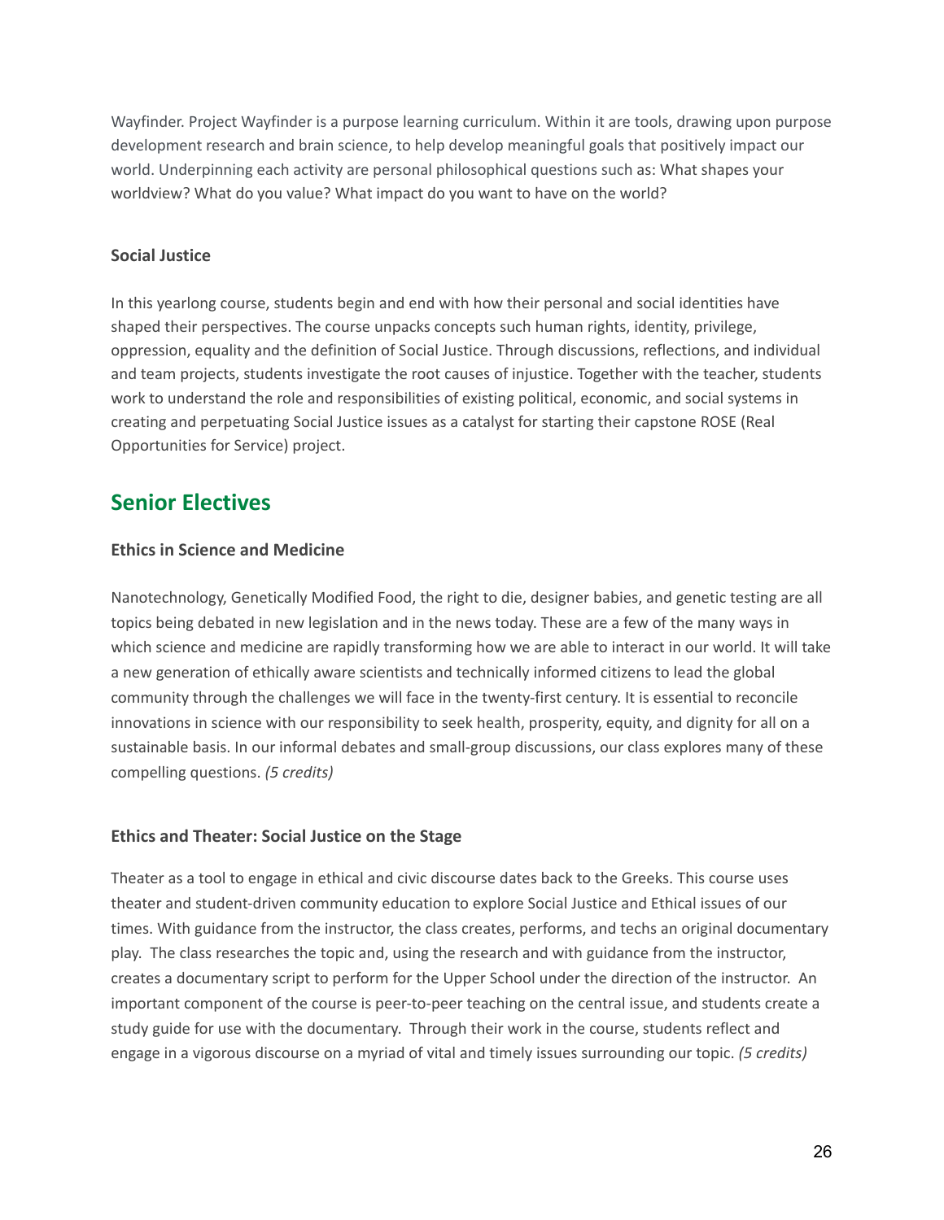Wayfinder. Project Wayfinder is a purpose learning curriculum. Within it are tools, drawing upon purpose development research and brain science, to help develop meaningful goals that positively impact our world. Underpinning each activity are personal philosophical questions such as: What shapes your worldview? What do you value? What impact do you want to have on the world?

### Social Justice

In this yearlong course, students begin and end with how their personal and social identities have shaped their perspectives. The course unpacks concepts such human rights, identity, privilege, oppression, equality and the definition of Social Justice. Through discussions, reflections, and individual and team projects, students investigate the root causes of injustice. Together with the teacher, students work to understand the role and responsibilities of existing political, economic, and social systems in creating and perpetuating Social Justice issues as a catalyst for starting their capstone ROSE (Real Opportunities for Service) project.

## Senior Electives

### Ethics in Science and Medicine

Nanotechnology, Genetically Modified Food, the right to die, designer babies, and genetic testing are all topics being debated in new legislation and in the news today. These are a few of the many ways in which science and medicine are rapidly transforming how we are able to interact in our world. It will take a new generation of ethically aware scientists and technically informed citizens to lead the global community through the challenges we will face in the twenty-first century. It is essential to reconcile innovations in science with our responsibility to seek health, prosperity, equity, and dignity for all on a sustainable basis. In our informal debates and small-group discussions, our class explores many of these compelling questions. *(5 credits)*

### Ethics and Theater: Social Justice on the Stage

Theater as a tool to engage in ethical and civic discourse dates back to the Greeks. This course uses theater and student-driven community education to explore Social Justice and Ethical issues of our times. With guidance from the instructor, the class creates, performs, and techs an original documentary play. The class researches the topic and, using the research and with guidance from the instructor, creates a documentary script to perform for the Upper School under the direction of the instructor. An important component of the course is peer-to-peer teaching on the central issue, and students create a study guide for use with the documentary. Through their work in the course, students reflect and engage in a vigorous discourse on a myriad of vital and timely issues surrounding our topic. *(5 credits)*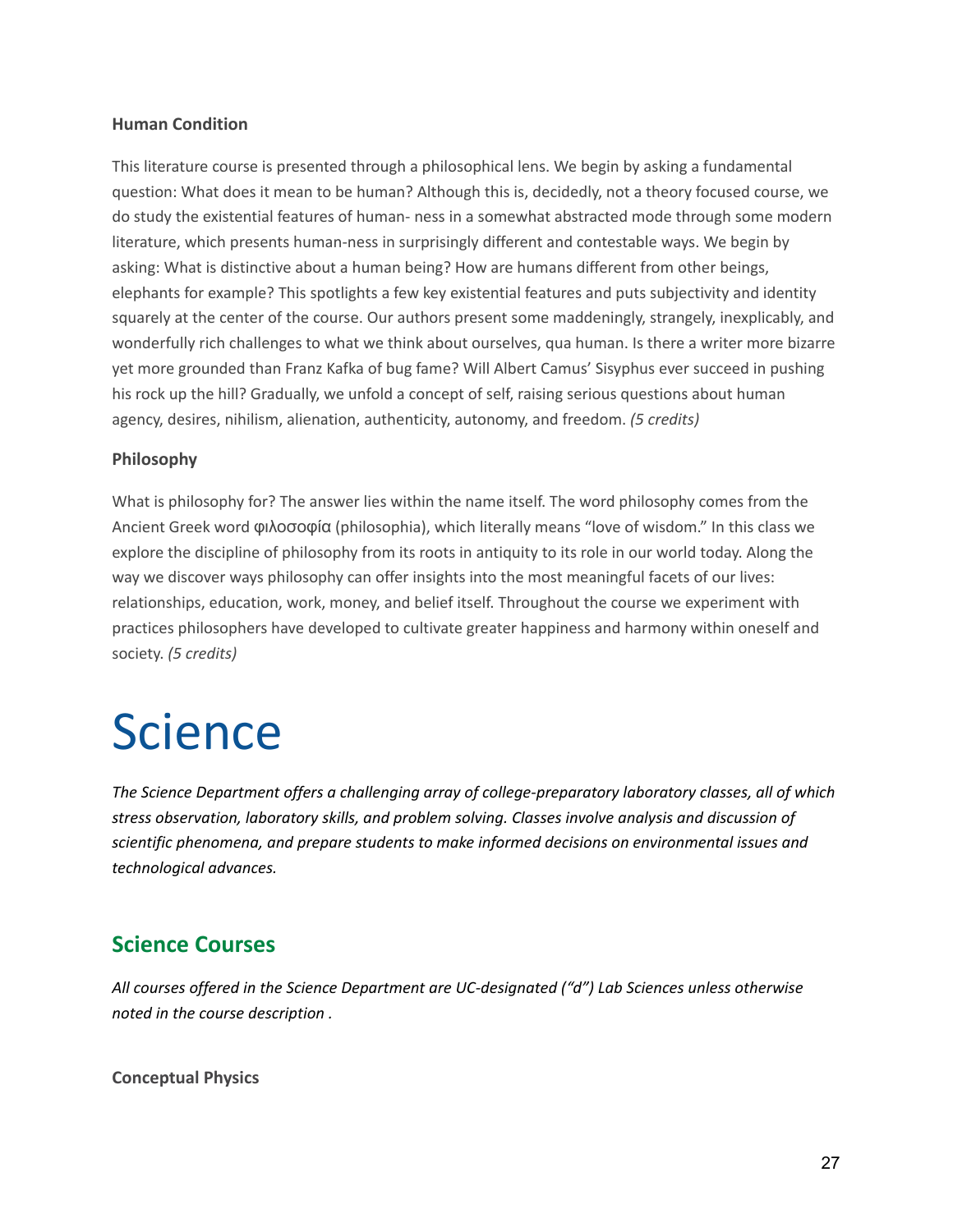### Human Condition

This literature course is presented through a philosophical lens. We begin by asking a fundamental question: What does it mean to be human? Although this is, decidedly, not a theory focused course, we do study the existential features of human- ness in a somewhat abstracted mode through some modern literature, which presents human-ness in surprisingly different and contestable ways. We begin by asking: What is distinctive about a human being? How are humans different from other beings, elephants for example? This spotlights a few key existential features and puts subjectivity and identity squarely at the center of the course. Our authors present some maddeningly, strangely, inexplicably, and wonderfully rich challenges to what we think about ourselves, qua human. Is there a writer more bizarre yet more grounded than Franz Kafka of bug fame? Will Albert Camus' Sisyphus ever succeed in pushing his rock up the hill? Gradually, we unfold a concept of self, raising serious questions about human agency, desires, nihilism, alienation, authenticity, autonomy, and freedom. *(5 credits)*

### Philosophy

What is philosophy for? The answer lies within the name itself. The word philosophy comes from the Ancient Greek word φιλοσοφία (philosophia), which literally means "love of wisdom." In this class we explore the discipline of philosophy from its roots in antiquity to its role in our world today. Along the way we discover ways philosophy can offer insights into the most meaningful facets of our lives: relationships, education, work, money, and belief itself. Throughout the course we experiment with practices philosophers have developed to cultivate greater happiness and harmony within oneself and society. *(5 credits)*

# Science

*The Science Department offers a challenging array of college-preparatory laboratory classes, all of which stress observation, laboratory skills, and problem solving. Classes involve analysis and discussion of scientific phenomena, and prepare students to make informed decisions on environmental issues and technological advances.*

## Science Courses

*All courses offered in the Science Department are UC-designated ("d") Lab Sciences unless otherwise noted in the course description .*

### Conceptual Physics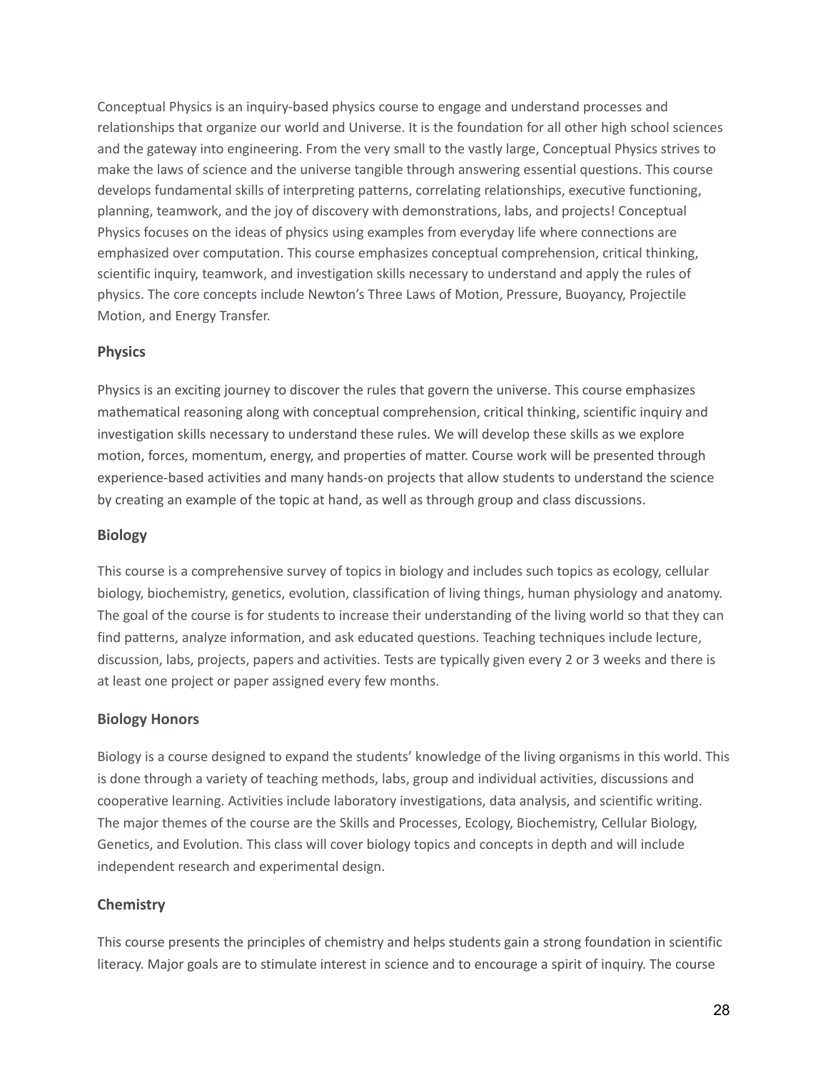Conceptual Physics is an inquiry-based physics course to engage and understand processes and relationships that organize our world and Universe. It is the foundation for all other high school sciences and the gateway into engineering. From the very small to the vastly large, Conceptual Physics strives to make the laws of science and the universe tangible through answering essential questions. This course develops fundamental skills of interpreting patterns, correlating relationships, executive functioning, planning, teamwork, and the joy of discovery with demonstrations, labs, and projects! Conceptual Physics focuses on the ideas of physics using examples from everyday life where connections are emphasized over computation. This course emphasizes conceptual comprehension, critical thinking, scientific inquiry, teamwork, and investigation skills necessary to understand and apply the rules of physics. The core concepts include Newton's Three Laws of Motion, Pressure, Buoyancy, Projectile Motion, and Energy Transfer.

### Physics

Physics is an exciting journey to discover the rules that govern the universe. This course emphasizes mathematical reasoning along with conceptual comprehension, critical thinking, scientific inquiry and investigation skills necessary to understand these rules. We will develop these skills as we explore motion, forces, momentum, energy, and properties of matter. Course work will be presented through experience-based activities and many hands-on projects that allow students to understand the science by creating an example of the topic at hand, as well as through group and class discussions.

### Biology

This course is a comprehensive survey of topics in biology and includes such topics as ecology, cellular biology, biochemistry, genetics, evolution, classification of living things, human physiology and anatomy. The goal of the course is for students to increase their understanding of the living world so that they can find patterns, analyze information, and ask educated questions. Teaching techniques include lecture, discussion, labs, projects, papers and activities. Tests are typically given every 2 or 3 weeks and there is at least one project or paper assigned every few months.

### Biology Honors

Biology is a course designed to expand the students' knowledge of the living organisms in this world. This is done through a variety of teaching methods, labs, group and individual activities, discussions and cooperative learning. Activities include laboratory investigations, data analysis, and scientific writing. The major themes of the course are the Skills and Processes, Ecology, Biochemistry, Cellular Biology, Genetics, and Evolution. This class will cover biology topics and concepts in depth and will include independent research and experimental design.

### Chemistry

This course presents the principles of chemistry and helps students gain a strong foundation in scientific literacy. Major goals are to stimulate interest in science and to encourage a spirit of inquiry. The course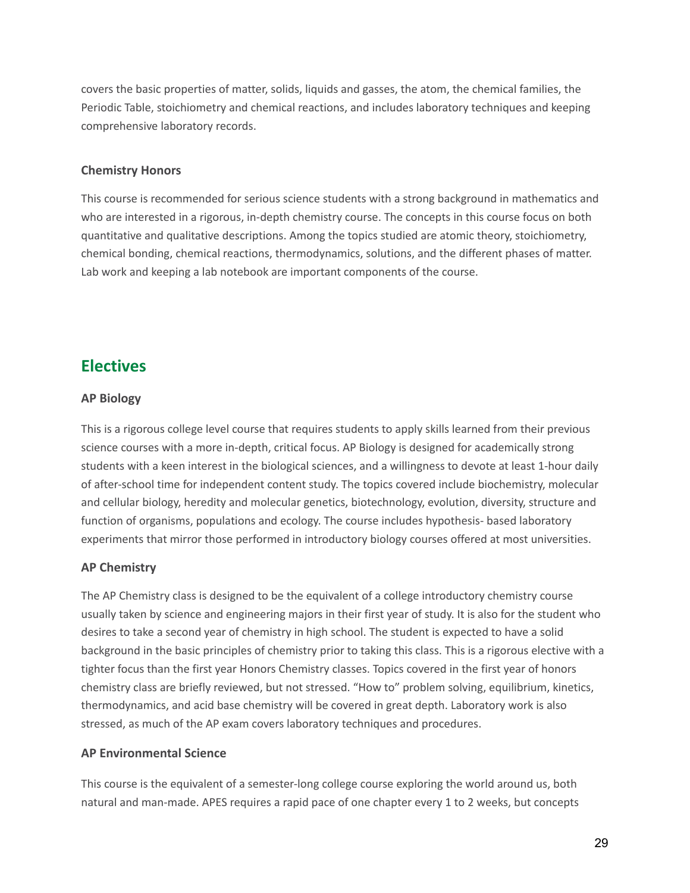covers the basic properties of matter, solids, liquids and gasses, the atom, the chemical families, the Periodic Table, stoichiometry and chemical reactions, and includes laboratory techniques and keeping comprehensive laboratory records.

**Chemistry Honors**

This course is recommended for serious science students with a strong background in mathematics and who are interested in a rigorous, in-depth chemistry course. The concepts in this course focus on both quantitative and qualitative descriptions. Among the topics studied are atomic theory, stoichiometry, chemical bonding, chemical reactions, thermodynamics, solutions, and the different phases of matter. Lab work and keeping a lab notebook are important components of the course.

## Electives

**AP Biology**

This is a rigorous college level course that requires students to apply skills learned from their previous science courses with a more in-depth, critical focus. AP Biology is designed for academically strong students with a keen interest in the biological sciences, and a willingness to devote at least 1-hour daily of after-school time for independent content study. The topics covered include biochemistry, molecular and cellular biology, heredity and molecular genetics, biotechnology, evolution, diversity, structure and function of organisms, populations and ecology. The course includes hypothesis- based laboratory experiments that mirror those performed in introductory biology courses offered at most universities.

**AP Chemistry**

The AP Chemistry class is designed to be the equivalent of a college introductory chemistry course usually taken by science and engineering majors in their first year of study. It is also for the student who desires to take a second year of chemistry in high school. The student is expected to have a solid background in the basic principles of chemistry prior to taking this class. This is a rigorous elective with a tighter focus than the first year Honors Chemistry classes. Topics covered in the first year of honors chemistry class are briefly reviewed, but not stressed. "How to" problem solving, equilibrium, kinetics, thermodynamics, and acid base chemistry will be covered in great depth. Laboratory work is also stressed, as much of the AP exam covers laboratory techniques and procedures.

**AP Environmental Science**

This course is the equivalent of a semester-long college course exploring the world around us, both natural and man-made. APES requires a rapid pace of one chapter every 1 to 2 weeks, but concepts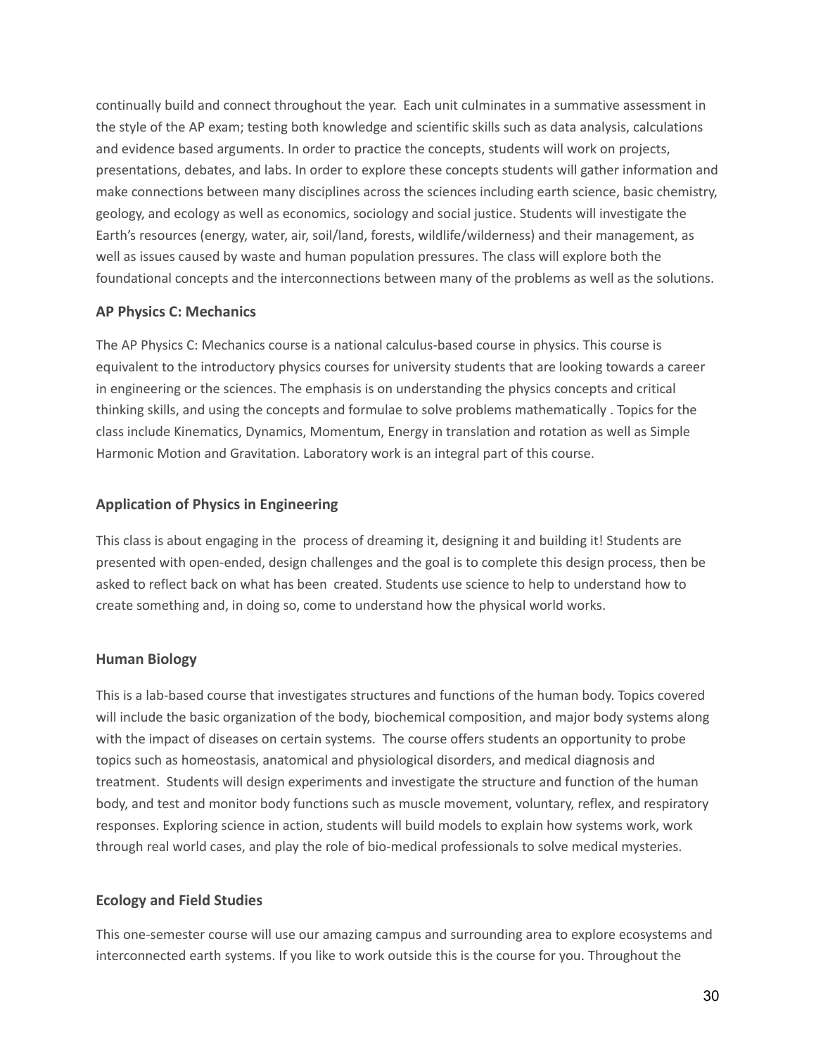continually build and connect throughout the year. Each unit culminates in a summative assessment in the style of the AP exam; testing both knowledge and scientific skills such as data analysis, calculations and evidence based arguments. In order to practice the concepts, students will work on projects, presentations, debates, and labs. In order to explore these concepts students will gather information and make connections between many disciplines across the sciences including earth science, basic chemistry, geology, and ecology as well as economics, sociology and social justice. Students will investigate the Earth's resources (energy, water, air, soil/land, forests, wildlife/wilderness) and their management, as well as issues caused by waste and human population pressures. The class will explore both the foundational concepts and the interconnections between many of the problems as well as the solutions.

### AP Physics C: Mechanics

The AP Physics C: Mechanics course is a national calculus-based course in physics. This course is equivalent to the introductory physics courses for university students that are looking towards a career in engineering or the sciences. The emphasis is on understanding the physics concepts and critical thinking skills, and using the concepts and formulae to solve problems mathematically . Topics for the class include Kinematics, Dynamics, Momentum, Energy in translation and rotation as well as Simple Harmonic Motion and Gravitation. Laboratory work is an integral part of this course.

### Application of Physics in Engineering

This class is about engaging in the process of dreaming it, designing it and building it! Students are presented with open-ended, design challenges and the goal is to complete this design process, then be asked to reflect back on what has been created. Students use science to help to understand how to create something and, in doing so, come to understand how the physical world works.

### Human Biology

This is a lab-based course that investigates structures and functions of the human body. Topics covered will include the basic organization of the body, biochemical composition, and major body systems along with the impact of diseases on certain systems. The course offers students an opportunity to probe topics such as homeostasis, anatomical and physiological disorders, and medical diagnosis and treatment. Students will design experiments and investigate the structure and function of the human body, and test and monitor body functions such as muscle movement, voluntary, reflex, and respiratory responses. Exploring science in action, students will build models to explain how systems work, work through real world cases, and play the role of bio-medical professionals to solve medical mysteries.

### Ecology and Field Studies

This one-semester course will use our amazing campus and surrounding area to explore ecosystems and interconnected earth systems. If you like to work outside this is the course for you. Throughout the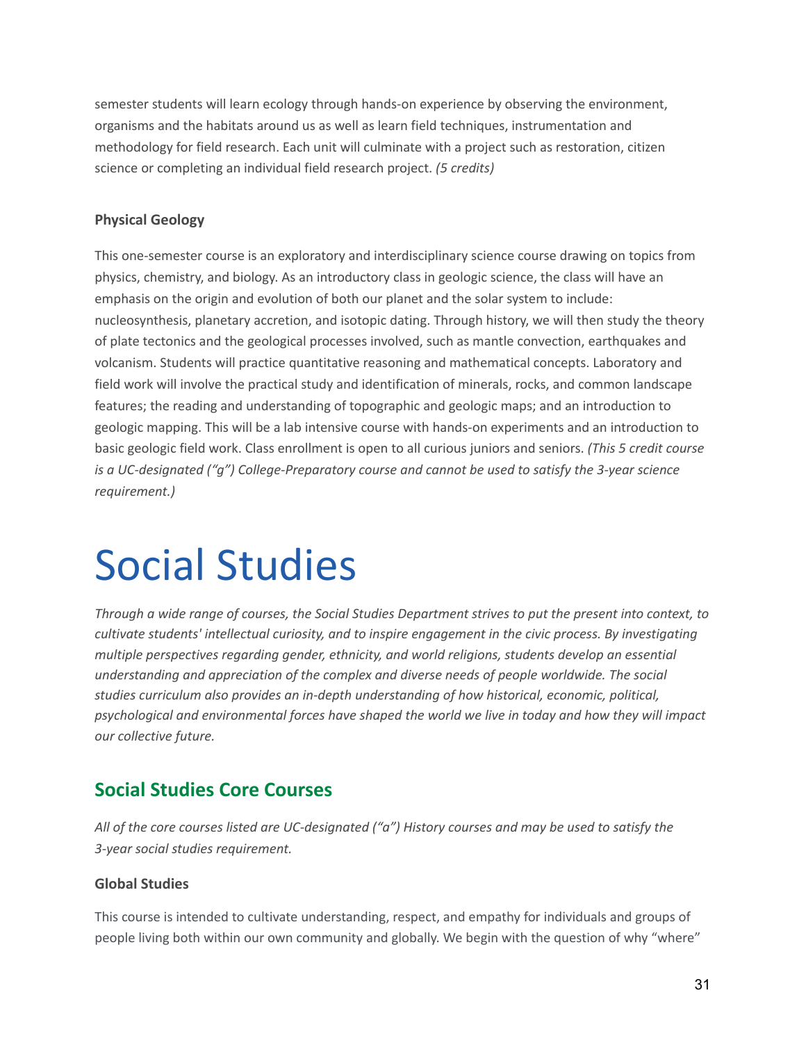semester students will learn ecology through hands-on experience by observing the environment, organisms and the habitats around us as well as learn field techniques, instrumentation and methodology for field research. Each unit will culminate with a project such as restoration, citizen science or completing an individual field research project. *(5 credits)*

### Physical Geology

This one-semester course is an exploratory and interdisciplinary science course drawing on topics from physics, chemistry, and biology. As an introductory class in geologic science, the class will have an emphasis on the origin and evolution of both our planet and the solar system to include: nucleosynthesis, planetary accretion, and isotopic dating. Through history, we will then study the theory of plate tectonics and the geological processes involved, such as mantle convection, earthquakes and volcanism. Students will practice quantitative reasoning and mathematical concepts. Laboratory and field work will involve the practical study and identification of minerals, rocks, and common landscape features; the reading and understanding of topographic and geologic maps; and an introduction to geologic mapping. This will be a lab intensive course with hands-on experiments and an introduction to basic geologic field work. Class enrollment is open to all curious juniors and seniors. *(This 5 credit course is a UC-designated ("g") College-Preparatory course and cannot be used to satisfy the 3-year science requirement.)*

# Social Studies

*Through a wide range of courses, the Social Studies Department strives to put the present into context, to cultivate students' intellectual curiosity, and to inspire engagement in the civic process. By investigating multiple perspectives regarding gender, ethnicity, and world religions, students develop an essential understanding and appreciation of the complex and diverse needs of people worldwide. The social studies curriculum also provides an in-depth understanding of how historical, economic, political, psychological and environmental forces have shaped the world we live in today and how they will impact our collective future.*

## Social Studies Core Courses

*All of the core courses listed are UC-designated ("a") History courses and may be used to satisfy the 3-year social studies requirement.*

### Global Studies

This course is intended to cultivate understanding, respect, and empathy for individuals and groups of people living both within our own community and globally. We begin with the question of why "where"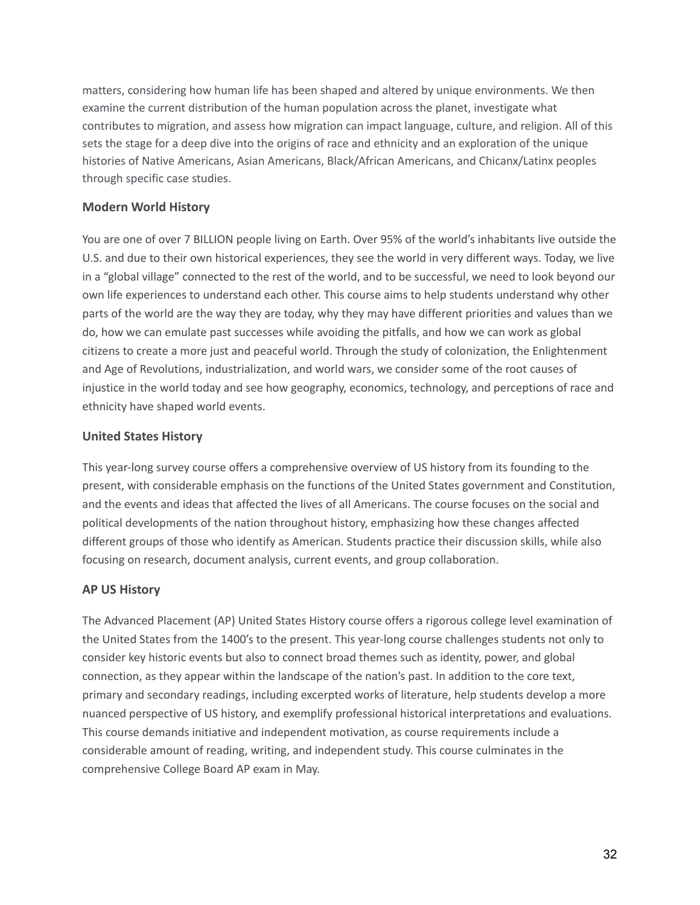matters, considering how human life has been shaped and altered by unique environments. We then examine the current distribution of the human population across the planet, investigate what contributes to migration, and assess how migration can impact language, culture, and religion. All of this sets the stage for a deep dive into the origins of race and ethnicity and an exploration of the unique histories of Native Americans, Asian Americans, Black/African Americans, and Chicanx/Latinx peoples through specific case studies.

### Modern World History

You are one of over 7 BILLION people living on Earth. Over 95% of the world's inhabitants live outside the U.S. and due to their own historical experiences, they see the world in very different ways. Today, we live in a "global village" connected to the rest of the world, and to be successful, we need to look beyond our own life experiences to understand each other. This course aims to help students understand why other parts of the world are the way they are today, why they may have different priorities and values than we do, how we can emulate past successes while avoiding the pitfalls, and how we can work as global citizens to create a more just and peaceful world. Through the study of colonization, the Enlightenment and Age of Revolutions, industrialization, and world wars, we consider some of the root causes of injustice in the world today and see how geography, economics, technology, and perceptions of race and ethnicity have shaped world events.

### United States History

This year-long survey course offers a comprehensive overview of US history from its founding to the present, with considerable emphasis on the functions of the United States government and Constitution, and the events and ideas that affected the lives of all Americans. The course focuses on the social and political developments of the nation throughout history, emphasizing how these changes affected different groups of those who identify as American. Students practice their discussion skills, while also focusing on research, document analysis, current events, and group collaboration.

### AP US History

The Advanced Placement (AP) United States History course offers a rigorous college level examination of the United States from the 1400's to the present. This year-long course challenges students not only to consider key historic events but also to connect broad themes such as identity, power, and global connection, as they appear within the landscape of the nation's past. In addition to the core text, primary and secondary readings, including excerpted works of literature, help students develop a more nuanced perspective of US history, and exemplify professional historical interpretations and evaluations. This course demands initiative and independent motivation, as course requirements include a considerable amount of reading, writing, and independent study. This course culminates in the comprehensive College Board AP exam in May.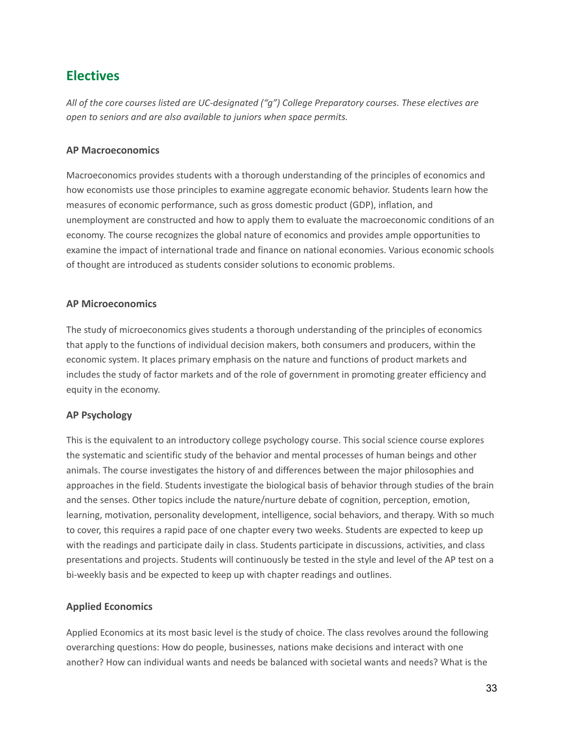## Electives

*All of the core courses listed are UC-designated ("g") College Preparatory courses. These electives are open to seniors and are also available to juniors when space permits.*

### AP Macroeconomics

Macroeconomics provides students with a thorough understanding of the principles of economics and how economists use those principles to examine aggregate economic behavior. Students learn how the measures of economic performance, such as gross domestic product (GDP), inflation, and unemployment are constructed and how to apply them to evaluate the macroeconomic conditions of an economy. The course recognizes the global nature of economics and provides ample opportunities to examine the impact of international trade and finance on national economies. Various economic schools of thought are introduced as students consider solutions to economic problems.

### AP Microeconomics

The study of microeconomics gives students a thorough understanding of the principles of economics that apply to the functions of individual decision makers, both consumers and producers, within the economic system. It places primary emphasis on the nature and functions of product markets and includes the study of factor markets and of the role of government in promoting greater efficiency and equity in the economy.

### AP Psychology

This is the equivalent to an introductory college psychology course. This social science course explores the systematic and scientific study of the behavior and mental processes of human beings and other animals. The course investigates the history of and differences between the major philosophies and approaches in the field. Students investigate the biological basis of behavior through studies of the brain and the senses. Other topics include the nature/nurture debate of cognition, perception, emotion, learning, motivation, personality development, intelligence, social behaviors, and therapy. With so much to cover, this requires a rapid pace of one chapter every two weeks. Students are expected to keep up with the readings and participate daily in class. Students participate in discussions, activities, and class presentations and projects. Students will continuously be tested in the style and level of the AP test on a bi-weekly basis and be expected to keep up with chapter readings and outlines.

### Applied Economics

Applied Economics at its most basic level is the study of choice. The class revolves around the following overarching questions: How do people, businesses, nations make decisions and interact with one another? How can individual wants and needs be balanced with societal wants and needs? What is the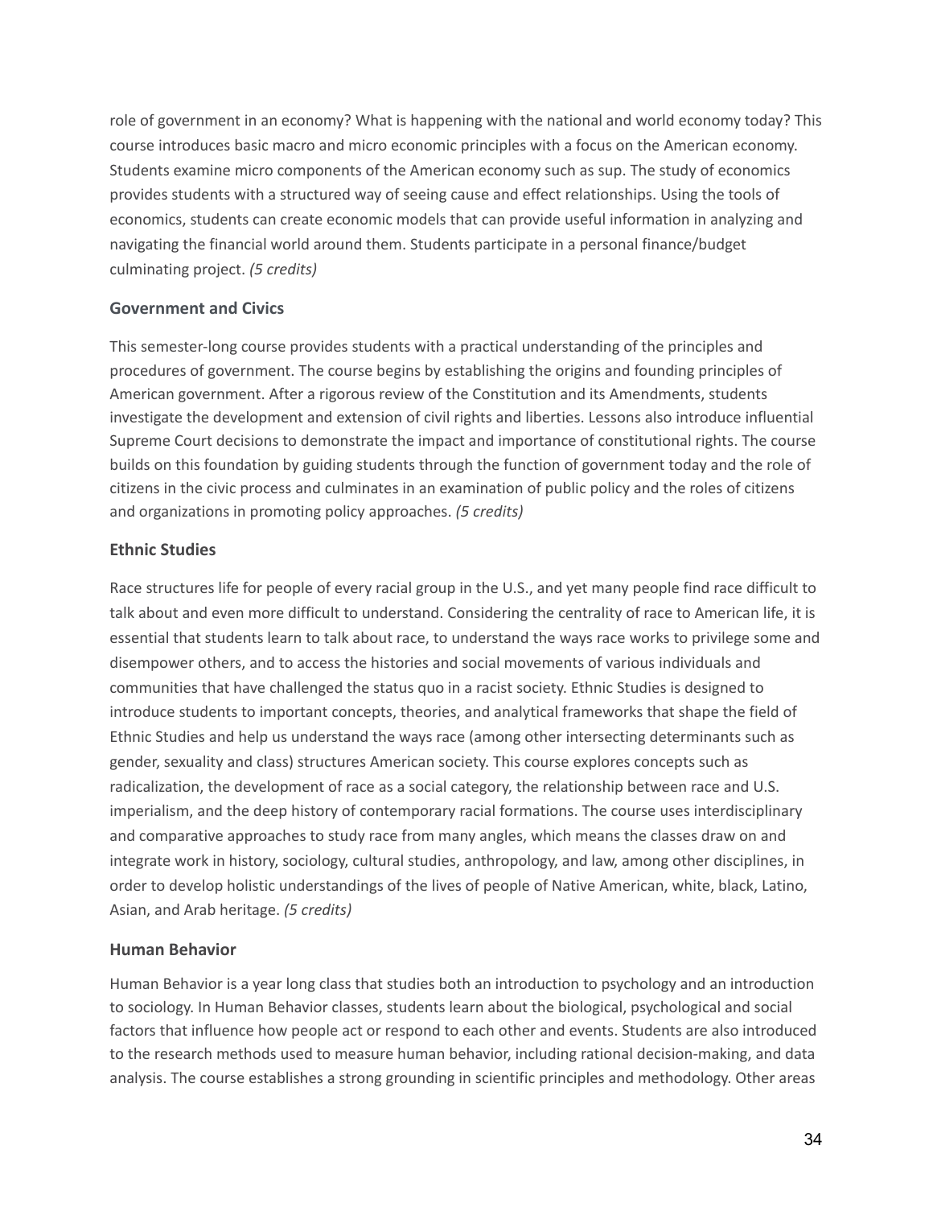role of government in an economy? What is happening with the national and world economy today? This course introduces basic macro and micro economic principles with a focus on the American economy. Students examine micro components of the American economy such as sup. The study of economics provides students with a structured way of seeing cause and effect relationships. Using the tools of economics, students can create economic models that can provide useful information in analyzing and navigating the financial world around them. Students participate in a personal finance/budget culminating project. *(5 credits)*

### Government and Civics

This semester-long course provides students with a practical understanding of the principles and procedures of government. The course begins by establishing the origins and founding principles of American government. After a rigorous review of the Constitution and its Amendments, students investigate the development and extension of civil rights and liberties. Lessons also introduce influential Supreme Court decisions to demonstrate the impact and importance of constitutional rights. The course builds on this foundation by guiding students through the function of government today and the role of citizens in the civic process and culminates in an examination of public policy and the roles of citizens and organizations in promoting policy approaches. *(5 credits)*

### Ethnic Studies

Race structures life for people of every racial group in the U.S., and yet many people find race difficult to talk about and even more difficult to understand. Considering the centrality of race to American life, it is essential that students learn to talk about race, to understand the ways race works to privilege some and disempower others, and to access the histories and social movements of various individuals and communities that have challenged the status quo in a racist society. Ethnic Studies is designed to introduce students to important concepts, theories, and analytical frameworks that shape the field of Ethnic Studies and help us understand the ways race (among other intersecting determinants such as gender, sexuality and class) structures American society. This course explores concepts such as radicalization, the development of race as a social category, the relationship between race and U.S. imperialism, and the deep history of contemporary racial formations. The course uses interdisciplinary and comparative approaches to study race from many angles, which means the classes draw on and integrate work in history, sociology, cultural studies, anthropology, and law, among other disciplines, in order to develop holistic understandings of the lives of people of Native American, white, black, Latino, Asian, and Arab heritage. *(5 credits)*

### Human Behavior

Human Behavior is a year long class that studies both an introduction to psychology and an introduction to sociology. In Human Behavior classes, students learn about the biological, psychological and social factors that influence how people act or respond to each other and events. Students are also introduced to the research methods used to measure human behavior, including rational decision-making, and data analysis. The course establishes a strong grounding in scientific principles and methodology. Other areas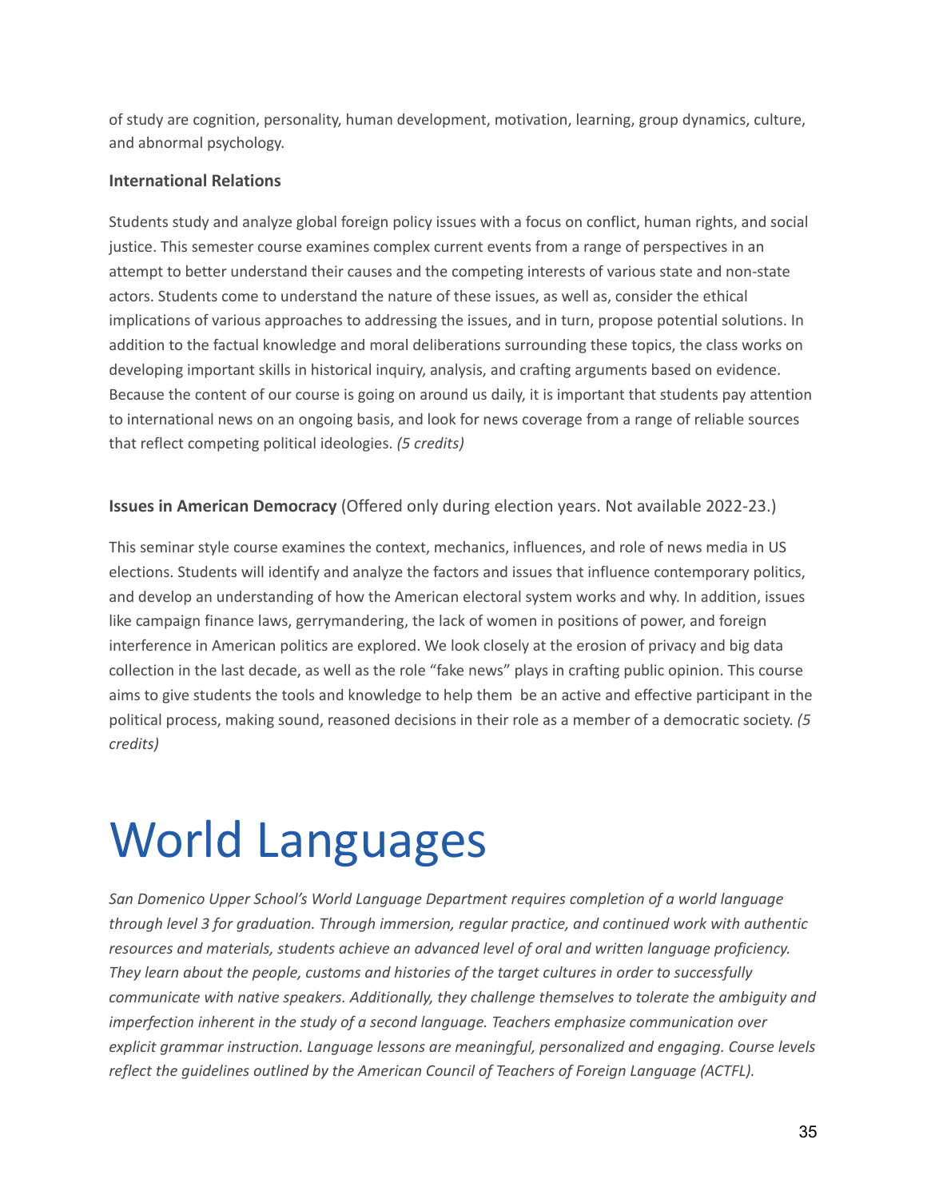of study are cognition, personality, human development, motivation, learning, group dynamics, culture, and abnormal psychology.

### International Relations

Students study and analyze global foreign policy issues with a focus on conflict, human rights, and social justice. This semester course examines complex current events from a range of perspectives in an attempt to better understand their causes and the competing interests of various state and non-state actors. Students come to understand the nature of these issues, as well as, consider the ethical implications of various approaches to addressing the issues, and in turn, propose potential solutions. In addition to the factual knowledge and moral deliberations surrounding these topics, the class works on developing important skills in historical inquiry, analysis, and crafting arguments based on evidence. Because the content of our course is going on around us daily, it is important that students pay attention to international news on an ongoing basis, and look for news coverage from a range of reliable sources that reflect competing political ideologies. *(5 credits)*

### Issues in American Democracy (Offered only during election years. Not available 2022-23.)

This seminar style course examines the context, mechanics, influences, and role of news media in US elections. Students will identify and analyze the factors and issues that influence contemporary politics, and develop an understanding of how the American electoral system works and why. In addition, issues like campaign finance laws, gerrymandering, the lack of women in positions of power, and foreign interference in American politics are explored. We look closely at the erosion of privacy and big data collection in the last decade, as well as the role "fake news" plays in crafting public opinion. This course aims to give students the tools and knowledge to help them be an active and effective participant in the political process, making sound, reasoned decisions in their role as a member of a democratic society. *(5 credits)*

# World Languages

*San Domenico Upper School's World Language Department requires completion of a world language through level 3 for graduation. Through immersion, regular practice, and continued work with authentic resources and materials, students achieve an advanced level of oral and written language proficiency. They learn about the people, customs and histories of the target cultures in order to successfully communicate with native speakers. Additionally, they challenge themselves to tolerate the ambiguity and imperfection inherent in the study of a second language. Teachers emphasize communication over explicit grammar instruction. Language lessons are meaningful, personalized and engaging. Course levels reflect the guidelines outlined by the American Council of Teachers of Foreign Language (ACTFL).*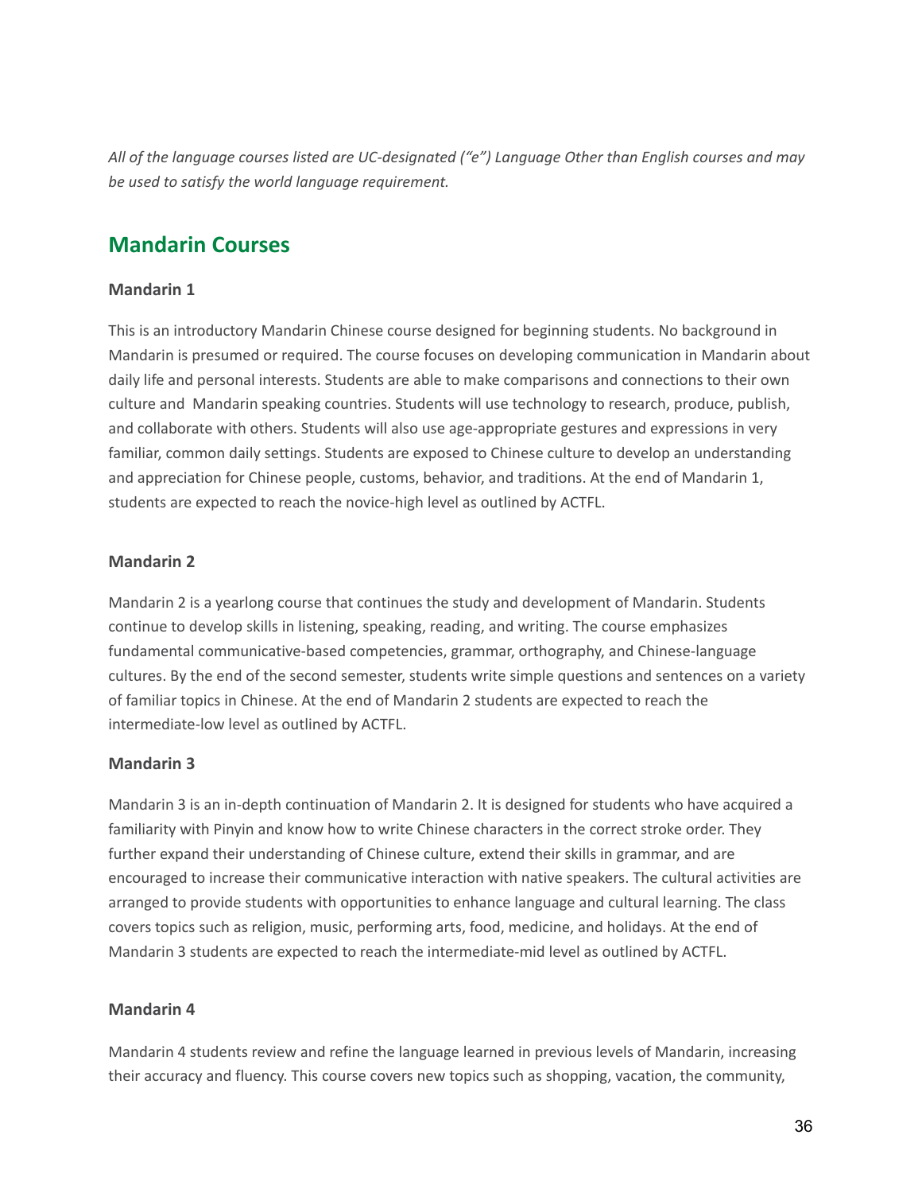*All of the language courses listed are UC-designated ("e") Language Other than English courses and may be used to satisfy the world language requirement.*

## Mandarin Courses

### Mandarin 1

This is an introductory Mandarin Chinese course designed for beginning students. No background in Mandarin is presumed or required. The course focuses on developing communication in Mandarin about daily life and personal interests. Students are able to make comparisons and connections to their own culture and  Mandarin speaking countries. Students will use technology to research, produce, publish, and collaborate with others. Students will also use age-appropriate gestures and expressions in very familiar, common daily settings. Students are exposed to Chinese culture to develop an understanding and appreciation for Chinese people, customs, behavior, and traditions. At the end of Mandarin 1, students are expected to reach the novice-high level as outlined by ACTFL.

### Mandarin 2

Mandarin 2 is a yearlong course that continues the study and development of Mandarin. Students continue to develop skills in listening, speaking, reading, and writing. The course emphasizes fundamental communicative-based competencies, grammar, orthography, and Chinese-language cultures. By the end of the second semester, students write simple questions and sentences on a variety of familiar topics in Chinese. At the end of Mandarin 2 students are expected to reach the intermediate-low level as outlined by ACTFL.

### Mandarin 3

Mandarin 3 is an in-depth continuation of Mandarin 2. It is designed for students who have acquired a familiarity with Pinyin and know how to write Chinese characters in the correct stroke order. They further expand their understanding of Chinese culture, extend their skills in grammar, and are encouraged to increase their communicative interaction with native speakers. The cultural activities are arranged to provide students with opportunities to enhance language and cultural learning. The class covers topics such as religion, music, performing arts, food, medicine, and holidays. At the end of Mandarin 3 students are expected to reach the intermediate-mid level as outlined by ACTFL.

### Mandarin 4

Mandarin 4 students review and refine the language learned in previous levels of Mandarin, increasing their accuracy and fluency. This course covers new topics such as shopping, vacation, the community,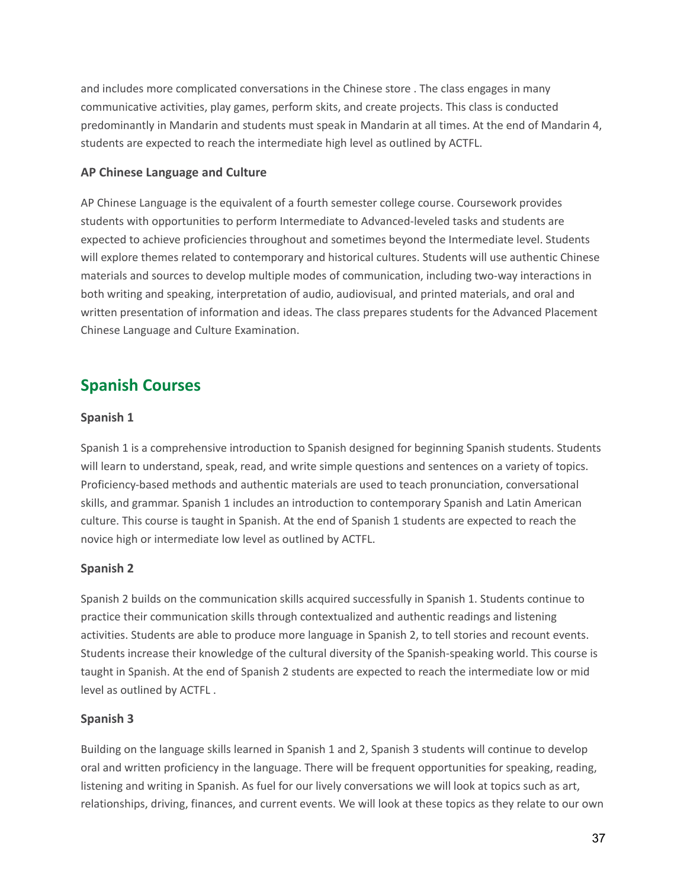and includes more complicated conversations in the Chinese store . The class engages in many communicative activities, play games, perform skits, and create projects. This class is conducted predominantly in Mandarin and students must speak in Mandarin at all times. At the end of Mandarin 4, students are expected to reach the intermediate high level as outlined by ACTFL.

### AP Chinese Language and Culture

AP Chinese Language is the equivalent of a fourth semester college course. Coursework provides students with opportunities to perform Intermediate to Advanced-leveled tasks and students are expected to achieve proficiencies throughout and sometimes beyond the Intermediate level. Students will explore themes related to contemporary and historical cultures. Students will use authentic Chinese materials and sources to develop multiple modes of communication, including two-way interactions in both writing and speaking, interpretation of audio, audiovisual, and printed materials, and oral and written presentation of information and ideas. The class prepares students for the Advanced Placement Chinese Language and Culture Examination.

## Spanish Courses

### Spanish 1

Spanish 1 is a comprehensive introduction to Spanish designed for beginning Spanish students. Students will learn to understand, speak, read, and write simple questions and sentences on a variety of topics. Proficiency-based methods and authentic materials are used to teach pronunciation, conversational skills, and grammar. Spanish 1 includes an introduction to contemporary Spanish and Latin American culture. This course is taught in Spanish. At the end of Spanish 1 students are expected to reach the novice high or intermediate low level as outlined by ACTFL.

### Spanish 2

Spanish 2 builds on the communication skills acquired successfully in Spanish 1. Students continue to practice their communication skills through contextualized and authentic readings and listening activities. Students are able to produce more language in Spanish 2, to tell stories and recount events. Students increase their knowledge of the cultural diversity of the Spanish-speaking world. This course is taught in Spanish. At the end of Spanish 2 students are expected to reach the intermediate low or mid level as outlined by ACTFL .

### Spanish 3

Building on the language skills learned in Spanish 1 and 2, Spanish 3 students will continue to develop oral and written proficiency in the language. There will be frequent opportunities for speaking, reading, listening and writing in Spanish. As fuel for our lively conversations we will look at topics such as art, relationships, driving, finances, and current events. We will look at these topics as they relate to our own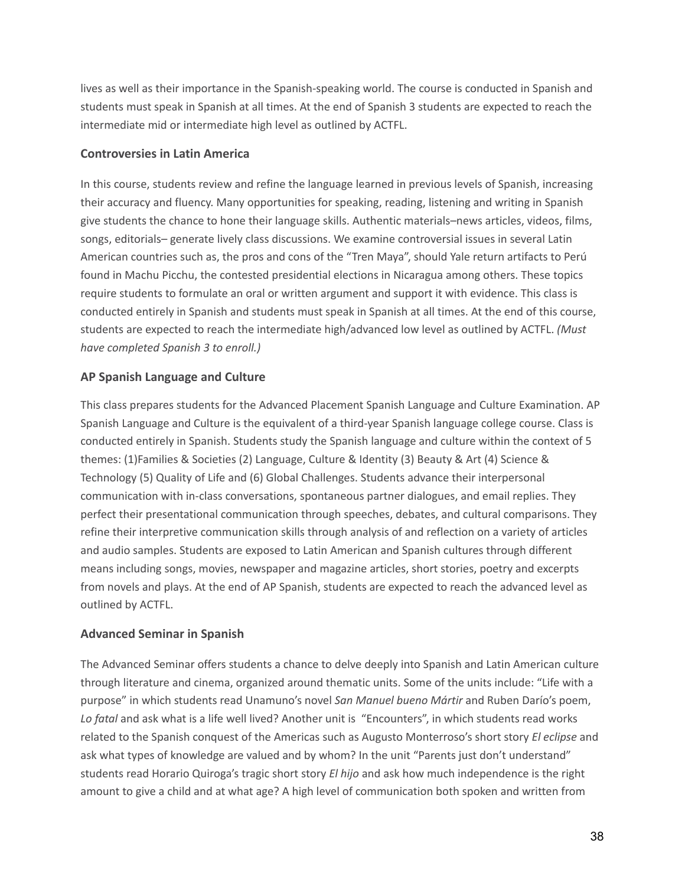lives as well as their importance in the Spanish-speaking world. The course is conducted in Spanish and students must speak in Spanish at all times. At the end of Spanish 3 students are expected to reach the intermediate mid or intermediate high level as outlined by ACTFL.

### Controversies in Latin America

In this course, students review and refine the language learned in previous levels of Spanish, increasing their accuracy and fluency. Many opportunities for speaking, reading, listening and writing in Spanish give students the chance to hone their language skills. Authentic materials–news articles, videos, films, songs, editorials– generate lively class discussions. We examine controversial issues in several Latin American countries such as, the pros and cons of the "Tren Maya", should Yale return artifacts to Perú found in Machu Picchu, the contested presidential elections in Nicaragua among others. These topics require students to formulate an oral or written argument and support it with evidence. This class is conducted entirely in Spanish and students must speak in Spanish at all times. At the end of this course, students are expected to reach the intermediate high/advanced low level as outlined by ACTFL. *(Must have completed Spanish 3 to enroll.)*

### AP Spanish Language and Culture

This class prepares students for the Advanced Placement Spanish Language and Culture Examination. AP Spanish Language and Culture is the equivalent of a third-year Spanish language college course. Class is conducted entirely in Spanish. Students study the Spanish language and culture within the context of 5 themes: (1)Families & Societies (2) Language, Culture & Identity (3) Beauty & Art (4) Science & Technology (5) Quality of Life and (6) Global Challenges. Students advance their interpersonal communication with in-class conversations, spontaneous partner dialogues, and email replies. They perfect their presentational communication through speeches, debates, and cultural comparisons. They refine their interpretive communication skills through analysis of and reflection on a variety of articles and audio samples. Students are exposed to Latin American and Spanish cultures through different means including songs, movies, newspaper and magazine articles, short stories, poetry and excerpts from novels and plays. At the end of AP Spanish, students are expected to reach the advanced level as outlined by ACTFL.

### Advanced Seminar in Spanish

The Advanced Seminar offers students a chance to delve deeply into Spanish and Latin American culture through literature and cinema, organized around thematic units. Some of the units include: "Life with a purpose" in which students read Unamuno's novel *San Manuel bueno Mártir* and Ruben Darío's poem, *Lo fatal* and ask what is a life well lived? Another unit is "Encounters", in which students read works related to the Spanish conquest of the Americas such as Augusto Monterroso's short story *El eclipse* and ask what types of knowledge are valued and by whom? In the unit "Parents just don't understand" students read Horario Quiroga's tragic short story *El hijo* and ask how much independence is the right amount to give a child and at what age? A high level of communication both spoken and written from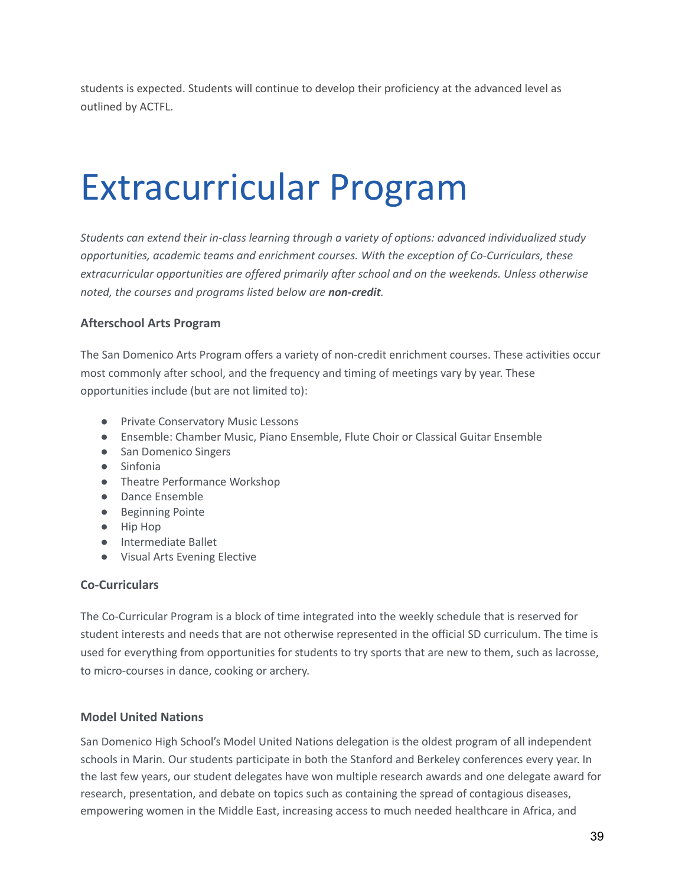students is expected. Students will continue to develop their proficiency at the advanced level as outlined by ACTFL.

# Extracurricular Program

*Students can extend their in-class learning through a variety of options: advanced individualized study opportunities, academic teams and enrichment courses. With the exception of Co-Curriculars, these extracurricular opportunities are offered primarily after school and on the weekends. Unless otherwise noted, the courses and programs listed below are **non-credit**.*

### Afterschool Arts Program

The San Domenico Arts Program offers a variety of non-credit enrichment courses. These activities occur most commonly after school, and the frequency and timing of meetings vary by year. These opportunities include (but are not limited to):

- Private Conservatory Music Lessons
- Ensemble: Chamber Music, Piano Ensemble, Flute Choir or Classical Guitar Ensemble
- San Domenico Singers
- Sinfonia
- Theatre Performance Workshop
- Dance Ensemble
- Beginning Pointe
- Hip Hop
- Intermediate Ballet
- Visual Arts Evening Elective

### Co-Curriculars

The Co-Curricular Program is a block of time integrated into the weekly schedule that is reserved for student interests and needs that are not otherwise represented in the official SD curriculum. The time is used for everything from opportunities for students to try sports that are new to them, such as lacrosse, to micro-courses in dance, cooking or archery.

### Model United Nations

San Domenico High School's Model United Nations delegation is the oldest program of all independent schools in Marin. Our students participate in both the Stanford and Berkeley conferences every year. In the last few years, our student delegates have won multiple research awards and one delegate award for research, presentation, and debate on topics such as containing the spread of contagious diseases, empowering women in the Middle East, increasing access to much needed healthcare in Africa, and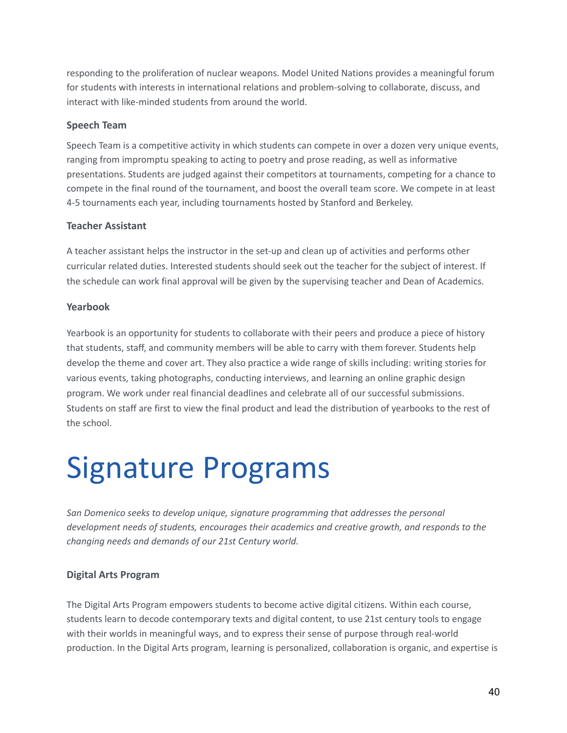responding to the proliferation of nuclear weapons. Model United Nations provides a meaningful forum for students with interests in international relations and problem-solving to collaborate, discuss, and interact with like-minded students from around the world.

### Speech Team

Speech Team is a competitive activity in which students can compete in over a dozen very unique events, ranging from impromptu speaking to acting to poetry and prose reading, as well as informative presentations. Students are judged against their competitors at tournaments, competing for a chance to compete in the final round of the tournament, and boost the overall team score. We compete in at least 4-5 tournaments each year, including tournaments hosted by Stanford and Berkeley.

### Teacher Assistant

A teacher assistant helps the instructor in the set-up and clean up of activities and performs other curricular related duties. Interested students should seek out the teacher for the subject of interest. If the schedule can work final approval will be given by the supervising teacher and Dean of Academics.

### Yearbook

Yearbook is an opportunity for students to collaborate with their peers and produce a piece of history that students, staff, and community members will be able to carry with them forever. Students help develop the theme and cover art. They also practice a wide range of skills including: writing stories for various events, taking photographs, conducting interviews, and learning an online graphic design program. We work under real financial deadlines and celebrate all of our successful submissions. Students on staff are first to view the final product and lead the distribution of yearbooks to the rest of the school.

# Signature Programs

*San Domenico seeks to develop unique, signature programming that addresses the personal development needs of students, encourages their academics and creative growth, and responds to the changing needs and demands of our 21st Century world.*

### Digital Arts Program

The Digital Arts Program empowers students to become active digital citizens. Within each course, students learn to decode contemporary texts and digital content, to use 21st century tools to engage with their worlds in meaningful ways, and to express their sense of purpose through real-world production. In the Digital Arts program, learning is personalized, collaboration is organic, and expertise is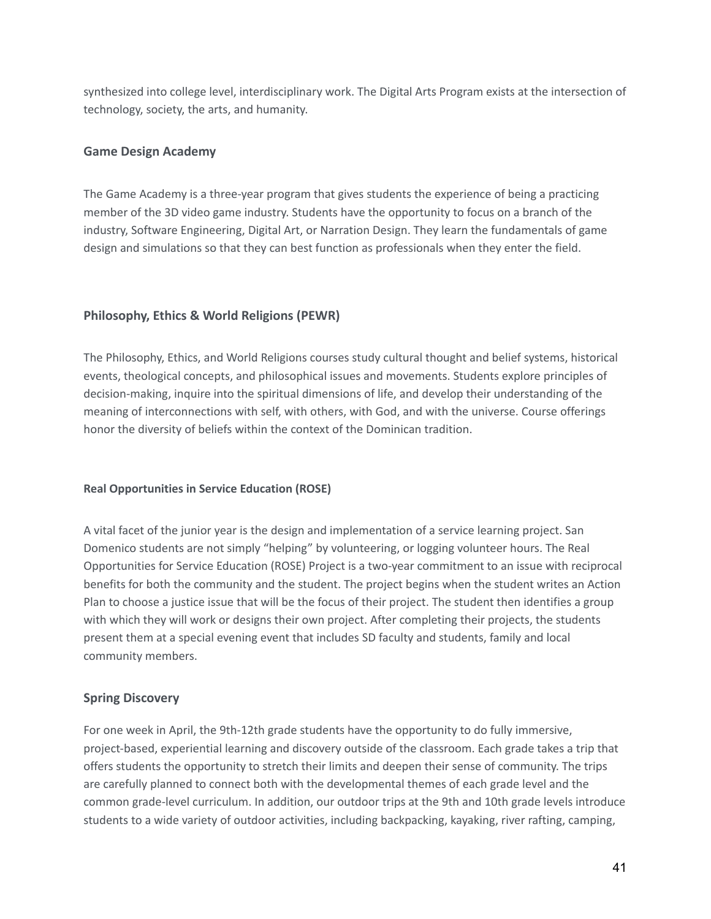synthesized into college level, interdisciplinary work. The Digital Arts Program exists at the intersection of technology, society, the arts, and humanity.

### Game Design Academy

The Game Academy is a three-year program that gives students the experience of being a practicing member of the 3D video game industry. Students have the opportunity to focus on a branch of the industry, Software Engineering, Digital Art, or Narration Design. They learn the fundamentals of game design and simulations so that they can best function as professionals when they enter the field.

### Philosophy, Ethics & World Religions (PEWR)

The Philosophy, Ethics, and World Religions courses study cultural thought and belief systems, historical events, theological concepts, and philosophical issues and movements. Students explore principles of decision-making, inquire into the spiritual dimensions of life, and develop their understanding of the meaning of interconnections with self, with others, with God, and with the universe. Course offerings honor the diversity of beliefs within the context of the Dominican tradition.

#### Real Opportunities in Service Education (ROSE)

A vital facet of the junior year is the design and implementation of a service learning project. San Domenico students are not simply "helping" by volunteering, or logging volunteer hours. The Real Opportunities for Service Education (ROSE) Project is a two-year commitment to an issue with reciprocal benefits for both the community and the student. The project begins when the student writes an Action Plan to choose a justice issue that will be the focus of their project. The student then identifies a group with which they will work or designs their own project. After completing their projects, the students present them at a special evening event that includes SD faculty and students, family and local community members.

### Spring Discovery

For one week in April, the 9th-12th grade students have the opportunity to do fully immersive, project-based, experiential learning and discovery outside of the classroom. Each grade takes a trip that offers students the opportunity to stretch their limits and deepen their sense of community. The trips are carefully planned to connect both with the developmental themes of each grade level and the common grade-level curriculum. In addition, our outdoor trips at the 9th and 10th grade levels introduce students to a wide variety of outdoor activities, including backpacking, kayaking, river rafting, camping,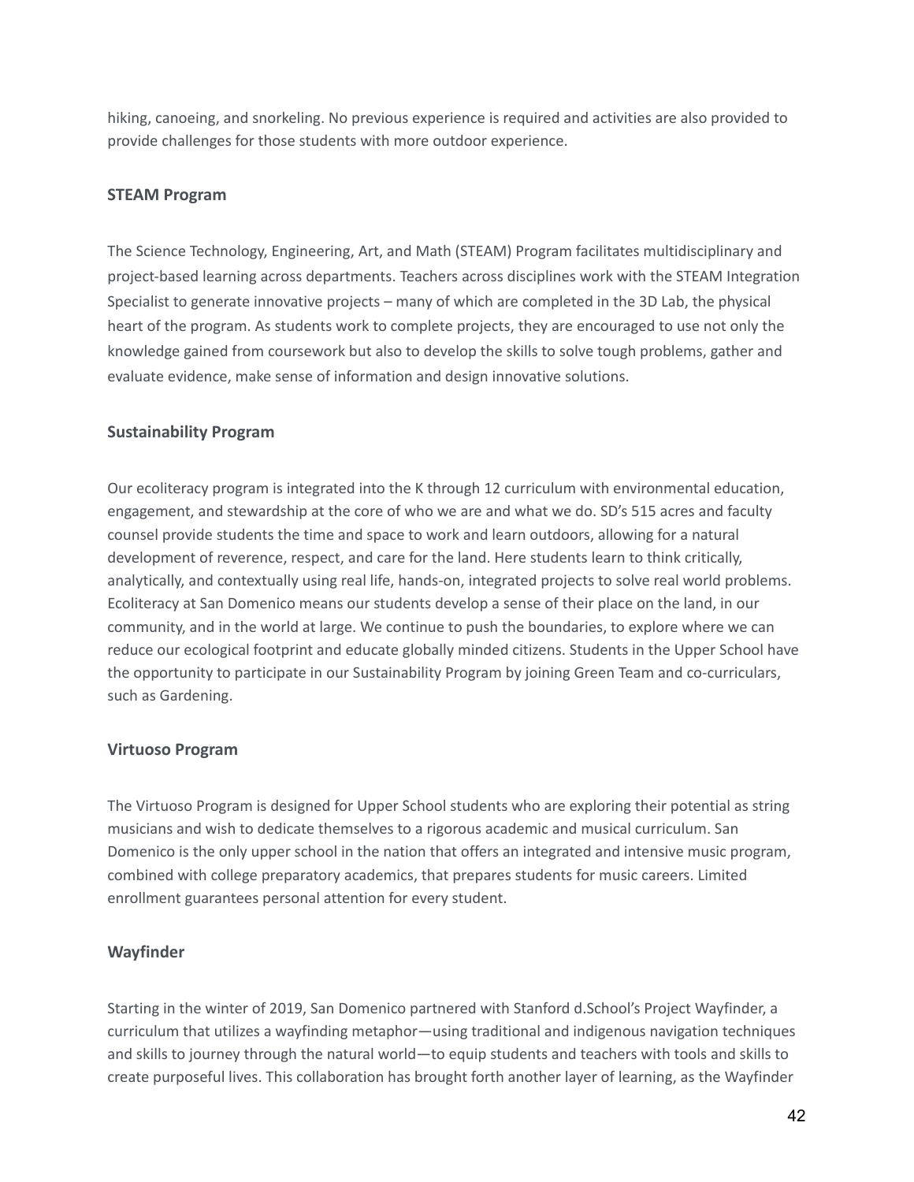hiking, canoeing, and snorkeling. No previous experience is required and activities are also provided to provide challenges for those students with more outdoor experience.

### STEAM Program

The Science Technology, Engineering, Art, and Math (STEAM) Program facilitates multidisciplinary and project-based learning across departments. Teachers across disciplines work with the STEAM Integration Specialist to generate innovative projects – many of which are completed in the 3D Lab, the physical heart of the program. As students work to complete projects, they are encouraged to use not only the knowledge gained from coursework but also to develop the skills to solve tough problems, gather and evaluate evidence, make sense of information and design innovative solutions.

### Sustainability Program

Our ecoliteracy program is integrated into the K through 12 curriculum with environmental education, engagement, and stewardship at the core of who we are and what we do. SD's 515 acres and faculty counsel provide students the time and space to work and learn outdoors, allowing for a natural development of reverence, respect, and care for the land. Here students learn to think critically, analytically, and contextually using real life, hands-on, integrated projects to solve real world problems. Ecoliteracy at San Domenico means our students develop a sense of their place on the land, in our community, and in the world at large. We continue to push the boundaries, to explore where we can reduce our ecological footprint and educate globally minded citizens. Students in the Upper School have the opportunity to participate in our Sustainability Program by joining Green Team and co-curriculars, such as Gardening.

### Virtuoso Program

The Virtuoso Program is designed for Upper School students who are exploring their potential as string musicians and wish to dedicate themselves to a rigorous academic and musical curriculum. San Domenico is the only upper school in the nation that offers an integrated and intensive music program, combined with college preparatory academics, that prepares students for music careers. Limited enrollment guarantees personal attention for every student.

### Wayfinder

Starting in the winter of 2019, San Domenico partnered with Stanford d.School's Project Wayfinder, a curriculum that utilizes a wayfinding metaphor—using traditional and indigenous navigation techniques and skills to journey through the natural world—to equip students and teachers with tools and skills to create purposeful lives. This collaboration has brought forth another layer of learning, as the Wayfinder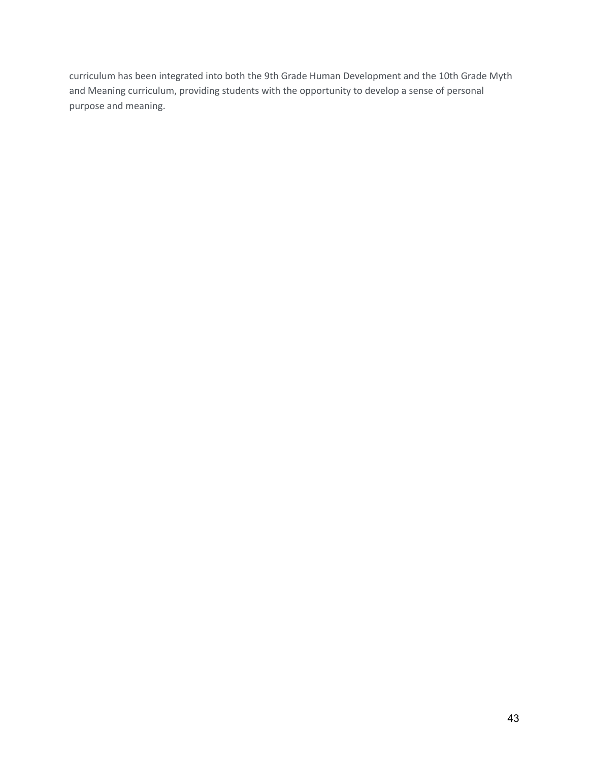curriculum has been integrated into both the 9th Grade Human Development and the 10th Grade Myth and Meaning curriculum, providing students with the opportunity to develop a sense of personal purpose and meaning.